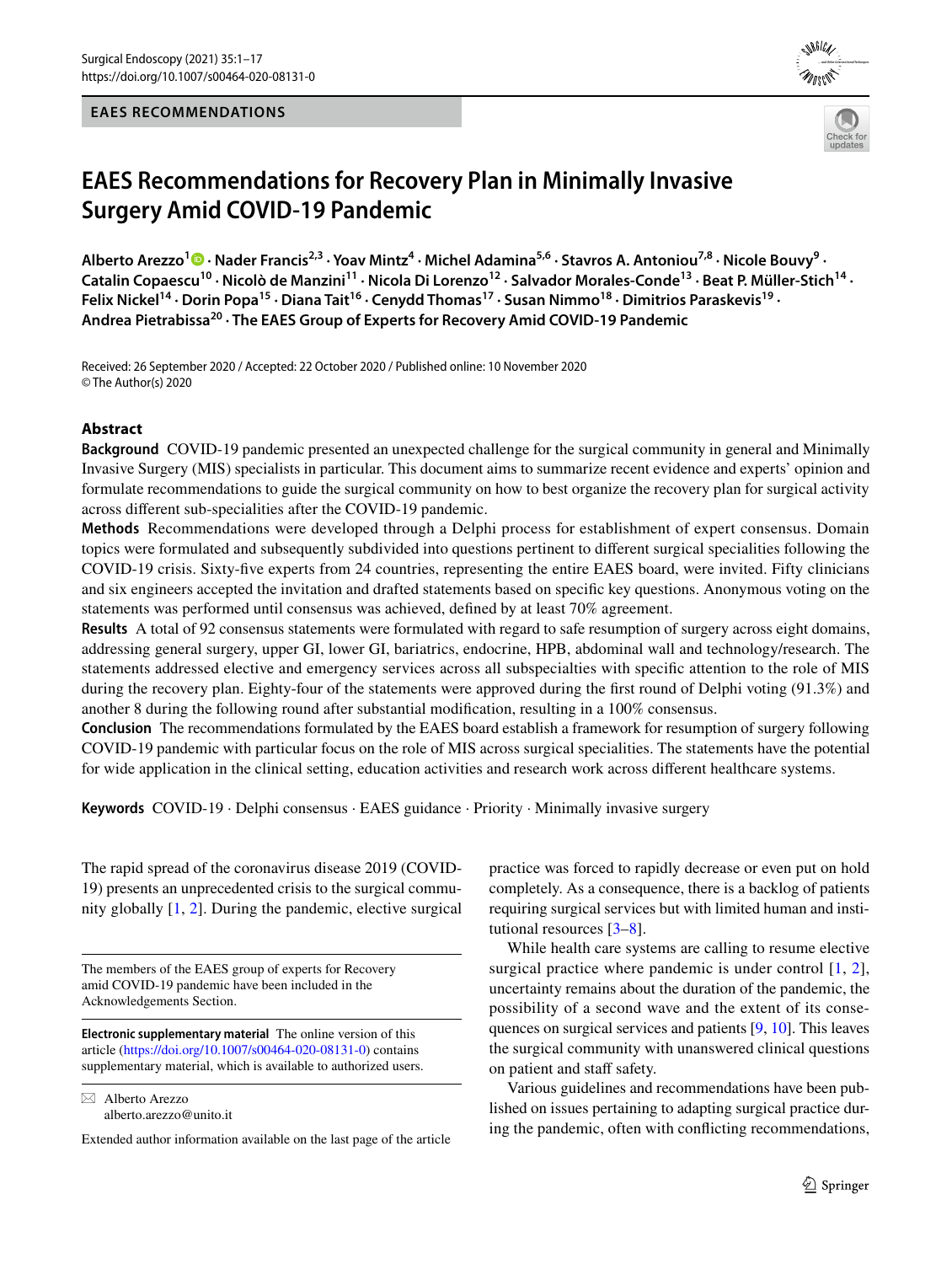EAES RECOMMENDATIONS

# EAES Recommendations for Recovery Plan in Minimally Invasive Surgery Amid COVID-19 Pandemic

**Alberto Arezzo[1] · Nader Francis[2,3] · Yoav Mintz[4] · Michel Adamina[5,6] · Stavros A. Antoniou[7,8] · Nicole Bouvy[9] · Catalin Copaescu[10] · Nicolò de Manzini[11] · Nicola Di Lorenzo[12] · Salvador Morales-Conde[13] · Beat P. Müller-Stich[14] · Felix Nickel[14] · Dorin Popa[15] · Diana Tait[16] · Cenydd Thomas[17] · Susan Nimmo[18] · Dimitrios Paraskevis[19] · Andrea Pietrabissa[20] · The EAES Group of Experts for Recovery Amid COVID-19 Pandemic**

Received: 26 September 2020 / Accepted: 22 October 2020 / Published online: 10 November 2020
© The Author(s) 2020

## Abstract

**Background** COVID-19 pandemic presented an unexpected challenge for the surgical community in general and Minimally Invasive Surgery (MIS) specialists in particular. This document aims to summarize recent evidence and experts' opinion and formulate recommendations to guide the surgical community on how to best organize the recovery plan for surgical activity across different sub-specialities after the COVID-19 pandemic.

**Methods** Recommendations were developed through a Delphi process for establishment of expert consensus. Domain topics were formulated and subsequently subdivided into questions pertinent to different surgical specialities following the COVID-19 crisis. Sixty-five experts from 24 countries, representing the entire EAES board, were invited. Fifty clinicians and six engineers accepted the invitation and drafted statements based on specific key questions. Anonymous voting on the statements was performed until consensus was achieved, defined by at least 70% agreement.

**Results** A total of 92 consensus statements were formulated with regard to safe resumption of surgery across eight domains, addressing general surgery, upper GI, lower GI, bariatrics, endocrine, HPB, abdominal wall and technology/research. The statements addressed elective and emergency services across all subspecialties with specific attention to the role of MIS during the recovery plan. Eighty-four of the statements were approved during the first round of Delphi voting (91.3%) and another 8 during the following round after substantial modification, resulting in a 100% consensus.

**Conclusion** The recommendations formulated by the EAES board establish a framework for resumption of surgery following COVID-19 pandemic with particular focus on the role of MIS across surgical specialities. The statements have the potential for wide application in the clinical setting, education activities and research work across different healthcare systems.

**Keywords** COVID-19 · Delphi consensus · EAES guidance · Priority · Minimally invasive surgery

The rapid spread of the coronavirus disease 2019 (COVID-19) presents an unprecedented crisis to the surgical community globally [1, 2]. During the pandemic, elective surgical practice was forced to rapidly decrease or even put on hold completely. As a consequence, there is a backlog of patients requiring surgical services but with limited human and institutional resources [3–8].

While health care systems are calling to resume elective surgical practice where pandemic is under control [1, 2], uncertainty remains about the duration of the pandemic, the possibility of a second wave and the extent of its consequences on surgical services and patients [9, 10]. This leaves the surgical community with unanswered clinical questions on patient and staff safety.

Various guidelines and recommendations have been published on issues pertaining to adapting surgical practice during the pandemic, often with conflicting recommendations,

The members of the EAES group of experts for Recovery amid COVID-19 pandemic have been included in the Acknowledgements Section.

**Electronic supplementary material** The online version of this article (https://doi.org/10.1007/s00464-020-08131-0) contains supplementary material, which is available to authorized users.

✉ Alberto Arezzo
alberto.arezzo@unito.it

Extended author information available on the last page of the article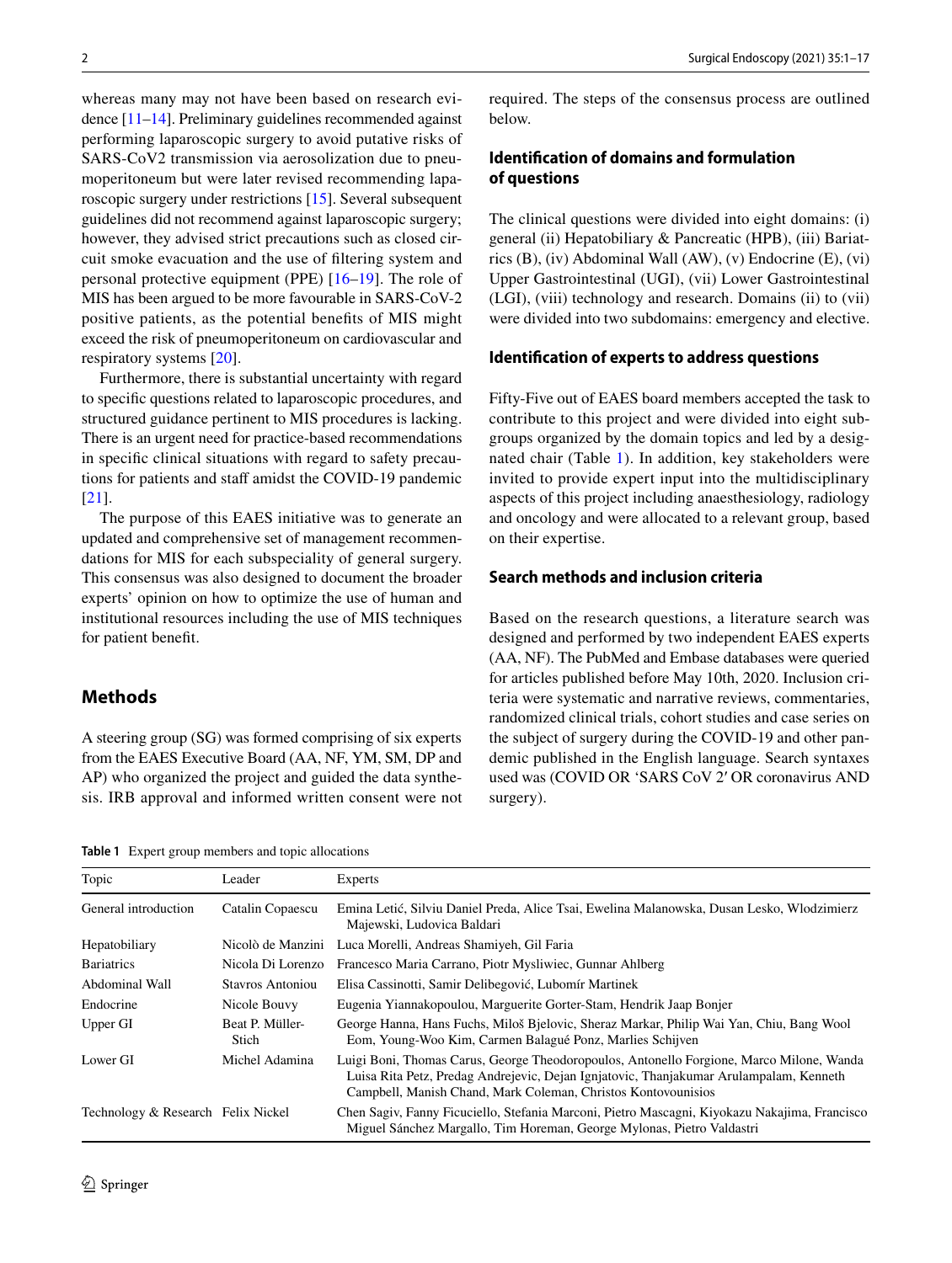whereas many may not have been based on research evidence [11–14]. Preliminary guidelines recommended against performing laparoscopic surgery to avoid putative risks of SARS-CoV2 transmission via aerosolization due to pneumoperitoneum but were later revised recommending laparoscopic surgery under restrictions [15]. Several subsequent guidelines did not recommend against laparoscopic surgery; however, they advised strict precautions such as closed circuit smoke evacuation and the use of filtering system and personal protective equipment (PPE) [16–19]. The role of MIS has been argued to be more favourable in SARS-CoV-2 positive patients, as the potential benefits of MIS might exceed the risk of pneumoperitoneum on cardiovascular and respiratory systems [20].

Furthermore, there is substantial uncertainty with regard to specific questions related to laparoscopic procedures, and structured guidance pertinent to MIS procedures is lacking. There is an urgent need for practice-based recommendations in specific clinical situations with regard to safety precautions for patients and staff amidst the COVID-19 pandemic [21].

The purpose of this EAES initiative was to generate an updated and comprehensive set of management recommendations for MIS for each subspeciality of general surgery. This consensus was also designed to document the broader experts' opinion on how to optimize the use of human and institutional resources including the use of MIS techniques for patient benefit.

## Methods

A steering group (SG) was formed comprising of six experts from the EAES Executive Board (AA, NF, YM, SM, DP and AP) who organized the project and guided the data synthesis. IRB approval and informed written consent were not required. The steps of the consensus process are outlined below.

### Identification of domains and formulation of questions

The clinical questions were divided into eight domains: (i) general (ii) Hepatobiliary & Pancreatic (HPB), (iii) Bariatrics (B), (iv) Abdominal Wall (AW), (v) Endocrine (E), (vi) Upper Gastrointestinal (UGI), (vii) Lower Gastrointestinal (LGI), (viii) technology and research. Domains (ii) to (vii) were divided into two subdomains: emergency and elective.

### Identification of experts to address questions

Fifty-Five out of EAES board members accepted the task to contribute to this project and were divided into eight subgroups organized by the domain topics and led by a designated chair (Table 1). In addition, key stakeholders were invited to provide expert input into the multidisciplinary aspects of this project including anaesthesiology, radiology and oncology and were allocated to a relevant group, based on their expertise.

### Search methods and inclusion criteria

Based on the research questions, a literature search was designed and performed by two independent EAES experts (AA, NF). The PubMed and Embase databases were queried for articles published before May 10th, 2020. Inclusion criteria were systematic and narrative reviews, commentaries, randomized clinical trials, cohort studies and case series on the subject of surgery during the COVID-19 and other pandemic published in the English language. Search syntaxes used was (COVID OR 'SARS CoV 2′ OR coronavirus AND surgery).

**Table 1** Expert group members and topic allocations

| Topic | Leader | Experts |
|---|---|---|
| General introduction | Catalin Copaescu | Emina Letić, Silviu Daniel Preda, Alice Tsai, Ewelina Malanowska, Dusan Lesko, Wlodzimierz Majewski, Ludovica Baldari |
| Hepatobiliary | Nicolò de Manzini | Luca Morelli, Andreas Shamiyeh, Gil Faria |
| Bariatrics | Nicola Di Lorenzo | Francesco Maria Carrano, Piotr Mysliwiec, Gunnar Ahlberg |
| Abdominal Wall | Stavros Antoniou | Elisa Cassinotti, Samir Delibegović, Lubomír Martinek |
| Endocrine | Nicole Bouvy | Eugenia Yiannakopoulou, Marguerite Gorter-Stam, Hendrik Jaap Bonjer |
| Upper GI | Beat P. Müller-Stich | George Hanna, Hans Fuchs, Miloš Bjelovic, Sheraz Markar, Philip Wai Yan, Chiu, Bang Wool Eom, Young-Woo Kim, Carmen Balagué Ponz, Marlies Schijven |
| Lower GI | Michel Adamina | Luigi Boni, Thomas Carus, George Theodoropoulos, Antonello Forgione, Marco Milone, Wanda Luisa Rita Petz, Predag Andrejevic, Dejan Ignjatovic, Thanjakumar Arulampalam, Kenneth Campbell, Manish Chand, Mark Coleman, Christos Kontovounisios |
| Technology & Research | Felix Nickel | Chen Sagiv, Fanny Ficuciello, Stefania Marconi, Pietro Mascagni, Kiyokazu Nakajima, Francisco Miguel Sánchez Margallo, Tim Horeman, George Mylonas, Pietro Valdastri |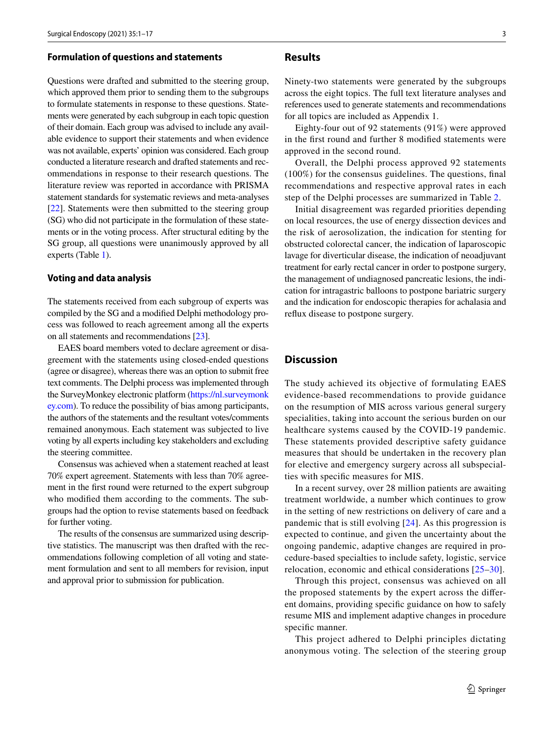### Formulation of questions and statements

Questions were drafted and submitted to the steering group, which approved them prior to sending them to the subgroups to formulate statements in response to these questions. Statements were generated by each subgroup in each topic question of their domain. Each group was advised to include any available evidence to support their statements and when evidence was not available, experts' opinion was considered. Each group conducted a literature research and drafted statements and recommendations in response to their research questions. The literature review was reported in accordance with PRISMA statement standards for systematic reviews and meta-analyses [22]. Statements were then submitted to the steering group (SG) who did not participate in the formulation of these statements or in the voting process. After structural editing by the SG group, all questions were unanimously approved by all experts (Table 1).

### Voting and data analysis

The statements received from each subgroup of experts was compiled by the SG and a modified Delphi methodology process was followed to reach agreement among all the experts on all statements and recommendations [23].

EAES board members voted to declare agreement or disagreement with the statements using closed-ended questions (agree or disagree), whereas there was an option to submit free text comments. The Delphi process was implemented through the SurveyMonkey electronic platform (https://nl.surveymonkey.com). To reduce the possibility of bias among participants, the authors of the statements and the resultant votes/comments remained anonymous. Each statement was subjected to live voting by all experts including key stakeholders and excluding the steering committee.

Consensus was achieved when a statement reached at least 70% expert agreement. Statements with less than 70% agreement in the first round were returned to the expert subgroup who modified them according to the comments. The subgroups had the option to revise statements based on feedback for further voting.

The results of the consensus are summarized using descriptive statistics. The manuscript was then drafted with the recommendations following completion of all voting and statement formulation and sent to all members for revision, input and approval prior to submission for publication.

## Results

Ninety-two statements were generated by the subgroups across the eight topics. The full text literature analyses and references used to generate statements and recommendations for all topics are included as Appendix 1.

Eighty-four out of 92 statements (91%) were approved in the first round and further 8 modified statements were approved in the second round.

Overall, the Delphi process approved 92 statements (100%) for the consensus guidelines. The questions, final recommendations and respective approval rates in each step of the Delphi processes are summarized in Table 2.

Initial disagreement was regarded priorities depending on local resources, the use of energy dissection devices and the risk of aerosolization, the indication for stenting for obstructed colorectal cancer, the indication of laparoscopic lavage for diverticular disease, the indication of neoadjuvant treatment for early rectal cancer in order to postpone surgery, the management of undiagnosed pancreatic lesions, the indication for intragastric balloons to postpone bariatric surgery and the indication for endoscopic therapies for achalasia and reflux disease to postpone surgery.

## Discussion

The study achieved its objective of formulating EAES evidence-based recommendations to provide guidance on the resumption of MIS across various general surgery specialities, taking into account the serious burden on our healthcare systems caused by the COVID-19 pandemic. These statements provided descriptive safety guidance measures that should be undertaken in the recovery plan for elective and emergency surgery across all subspecialties with specific measures for MIS.

In a recent survey, over 28 million patients are awaiting treatment worldwide, a number which continues to grow in the setting of new restrictions on delivery of care and a pandemic that is still evolving [24]. As this progression is expected to continue, and given the uncertainty about the ongoing pandemic, adaptive changes are required in procedure-based specialties to include safety, logistic, service relocation, economic and ethical considerations [25–30].

Through this project, consensus was achieved on all the proposed statements by the expert across the different domains, providing specific guidance on how to safely resume MIS and implement adaptive changes in procedure specific manner.

This project adhered to Delphi principles dictating anonymous voting. The selection of the steering group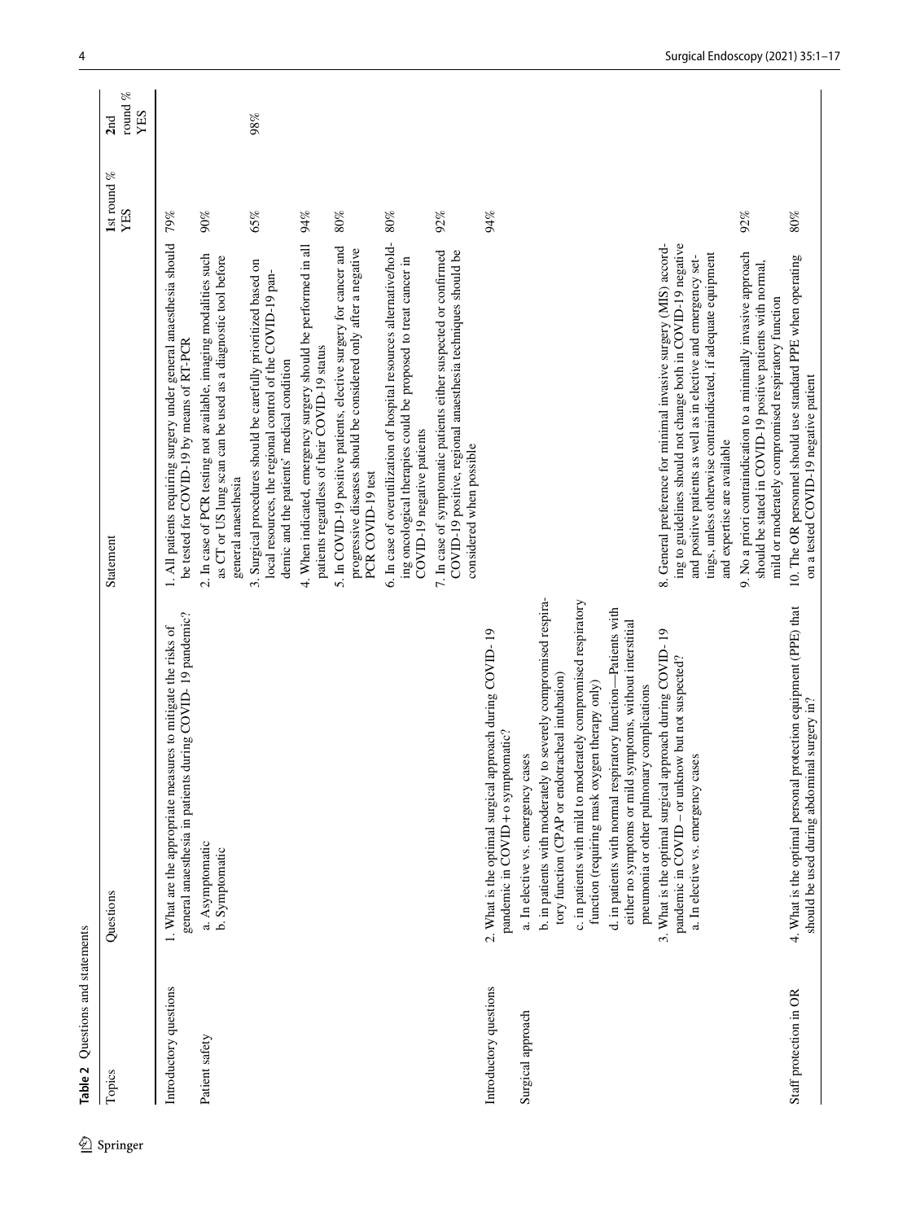**Table 2** Questions and statements

| Topics | Questions | Statement | 1st round % YES | 2nd round % YES |
|---|---|---|---|---|
| Introductory questions | 1. What are the appropriate measures to mitigate the risks of general anaesthesia in patients during COVID- 19 pandemic? | 1. All patients requiring surgery under general anaesthesia should be tested for COVID-19 by means of RT-PCR | 79% | |
| Patient safety | a. Asymptomatic<br>b. Symptomatic | 2. In case of PCR testing not available, imaging modalities such as CT or US lung scan can be used as a diagnostic tool before general anaesthesia | 90% | |
| | | 3. Surgical procedures should be carefully prioritized based on local resources, the regional control of the COVID-19 pandemic and the patients' medical condition | 65% | 98% |
| | | 4. When indicated, emergency surgery should be performed in all patients regardless of their COVID-19 status | 94% | |
| | | 5. In COVID-19 positive patients, elective surgery for cancer and progressive diseases should be considered only after a negative PCR COVID-19 test | 80% | |
| | | 6. In case of overutilization of hospital resources alternative/holding oncological therapies could be proposed to treat cancer in COVID-19 negative patients | 80% | |
| | | 7. In case of symptomatic patients either suspected or confirmed COVID-19 positive, regional anaesthesia techniques should be considered when possible | 92% | |
| Introductory questions | 2. What is the optimal surgical approach during COVID- 19 pandemic in COVID + o symptomatic? | | 94% | |
| Surgical approach | a. In elective vs. emergency cases<br>b. in patients with moderately to severely compromised respiratory function (CPAP or endotracheal intubation)<br>c. in patients with mild to moderately compromised respiratory function (requiring mask oxygen therapy only)<br>d. in patients with normal respiratory function—Patients with either no symptoms or mild symptoms, without interstitial pneumonia or other pulmonary complications | | | |
| | 3. What is the optimal surgical approach during COVID- 19 pandemic in COVID – or unknow but not suspected?<br>a. In elective vs. emergency cases | 8. General preference for minimal invasive surgery (MIS) according to guidelines should not change both in COVID-19 negative and positive patients as well as in elective and emergency settings, unless otherwise contraindicated, if adequate equipment and expertise are available | | |
| | | 9. No a priori contraindication to a minimally invasive approach should be stated in COVID-19 positive patients with normal, mild or moderately compromised respiratory function | 92% | |
| Staff protection in OR | 4. What is the optimal personal protection equipment (PPE) that should be used during abdominal surgery in? | 10. The OR personnel should use standard PPE when operating on a tested COVID-19 negative patient | 80% | |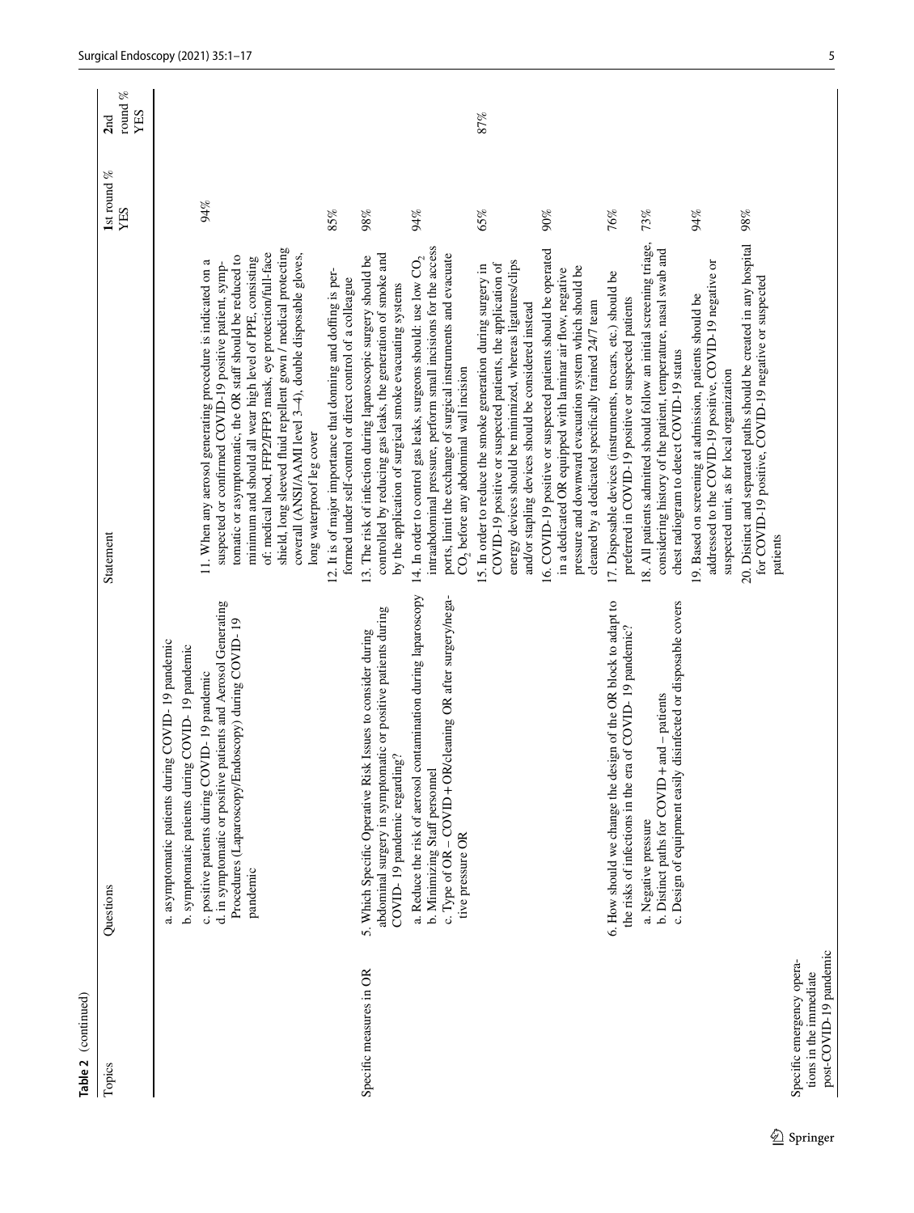**Table 2** (continued)

| Topics | Questions | Statement | 1st round % YES | 2nd round % YES |
|---|---|---|---|---|
| | a. asymptomatic patients during COVID- 19 pandemic<br>b. symptomatic patients during COVID- 19 pandemic<br>c. positive patients during COVID- 19 pandemic<br>d. in symptomatic or positive patients and Aerosol Generating Procedures (Laparoscopy/Endoscopy) during COVID- 19 pandemic | 11. When any aerosol generating procedure is indicated on a suspected or confirmed COVID-19 positive patient, symptomatic or asymptomatic, the OR staff should be reduced to minimum and should all wear high level of PPE, consisting of: medical hood, FFP2/FFP3 mask, eye protection/full-face shield, long sleeved fluid repellent gown / medical protecting coverall (ANSI/AAMI level 3–4), double disposable gloves, long waterproof leg cover | 94% | |
| | | 12. It is of major importance that donning and doffing is performed under self-control or direct control of a colleague | 85% | |
| Specific measures in OR | 5. Which Specific Operative Risk Issues to consider during abdominal surgery in symptomatic or positive patients during COVID- 19 pandemic regarding?<br>a. Reduce the risk of aerosol contamination during laparoscopy<br>b. Minimizing Staff personnel<br>c. Type of OR – COVID + OR/cleaning OR after surgery/negative pressure OR | 13. The risk of infection during laparoscopic surgery should be controlled by reducing gas leaks, the generation of smoke and by the application of surgical smoke evacuating systems | 98% | |
| | | 14. In order to control gas leaks, surgeons should: use low $CO_2$ intraabdominal pressure, perform small incisions for the access ports, limit the exchange of surgical instruments and evacuate $CO_2$ before any abdominal wall incision | 94% | |
| | | 15. In order to reduce the smoke generation during surgery in COVID-19 positive or suspected patients, the application of energy devices should be minimized, whereas ligatures/clips and/or stapling devices should be considered instead | 65% | 87% |
| | | 16. COVID-19 positive or suspected patients should be operated in a dedicated OR equipped with laminar air flow, negative pressure and downward evacuation system which should be cleaned by a dedicated specifically trained 24/7 team | 90% | |
| | 6. How should we change the design of the OR block to adapt to the risks of infections in the era of COVID- 19 pandemic?<br>a. Negative pressure<br>b. Distinct paths for COVID + and – patients<br>c. Design of equipment easily disinfected or disposable covers | 17. Disposable devices (instruments, trocars, etc.) should be preferred in COVID-19 positive or suspected patients | 76% | |
| Specific emergency operations in the immediate post-COVID-19 pandemic | | 18. All patients admitted should follow an initial screening triage, considering history of the patient, temperature, nasal swab and chest radiogram to detect COVID-19 status | 73% | |
| | | 19. Based on screening at admission, patients should be addressed to the COVID-19 positive, COVID-19 negative or suspected unit, as for local organization | 94% | |
| | | 20. Distinct and separated paths should be created in any hospital for COVID-19 positive, COVID-19 negative or suspected patients | 98% | |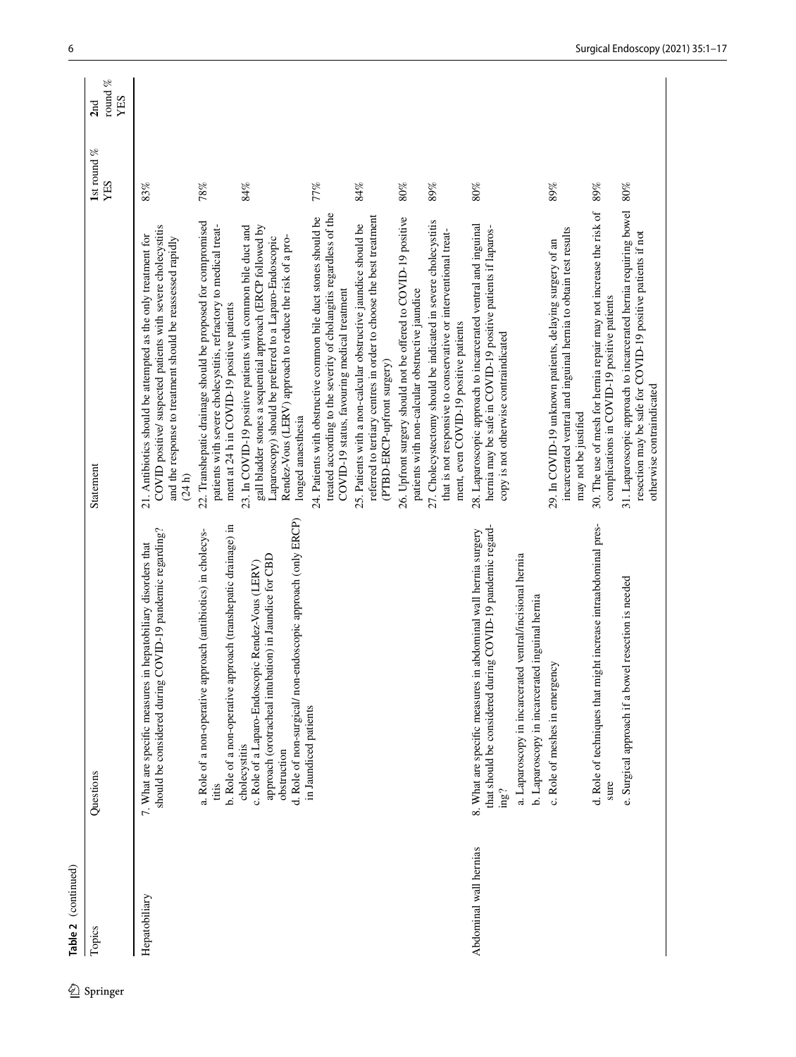**Table 2** (continued)

| Topics | Questions | Statement | 1st round % YES | 2nd round % YES |
|---|---|---|---|---|
| Hepatobiliary | 7. What are specific measures in hepatobiliary disorders that should be considered during COVID-19 pandemic regarding? | 21. Antibiotics should be attempted as the only treatment for COVID positive/ suspected patients with severe cholecystitis and the response to treatment should be reassessed rapidly (24 h) | 83% | |
| | a. Role of a non-operative approach (antibiotics) in cholecystitis | 22. Transhepatic drainage should be proposed for compromised patients with severe cholecystitis, refractory to medical treatment at 24 h in COVID-19 positive patients | 78% | |
| | b. Role of a non-operative approach (transhepatic drainage) in cholecystitis<br>c. Role of a Laparo-Endoscopic Rendez-Vous (LERV) approach (orotracheal intubation) in Jaundice for CBD obstruction<br>d. Role of non-surgical/ non-endoscopic approach (only ERCP) in Jaundiced patients | 23. In COVID-19 positive patients with common bile duct and gall bladder stones a sequential approach (ERCP followed by Laparoscopy) should be preferred to a Laparo-Endoscopic Rendez-Vous (LERV) approach to reduce the risk of a prolonged anaesthesia | 84% | |
| | | 24. Patients with obstructive common bile duct stones should be treated according to the severity of cholangitis regardless of the COVID-19 status, favouring medical treatment | 77% | |
| | | 25. Patients with a non-calcular obstructive jaundice should be referred to tertiary centres in order to choose the best treatment (PTBD-ERCP-upfront surgery) | 84% | |
| | | 26. Upfront surgery should not be offered to COVID-19 positive patients with non-calcular obstructive jaundice | 80% | |
| | | 27. Cholecystectomy should be indicated in severe cholecystitis that is not responsive to conservative or interventional treatment, even COVID-19 positive patients | 89% | |
| Abdominal wall hernias | 8. What are specific measures in abdominal wall hernia surgery that should be considered during COVID-19 pandemic regarding?<br>a. Laparoscopy in incarcerated ventral/incisional hernia<br>b. Laparoscopy in incarcerated inguinal hernia | 28. Laparoscopic approach to incarcerated ventral and inguinal hernia may be safe in COVID-19 positive patients if laparoscopy is not otherwise contraindicated | 80% | |
| | c. Role of meshes in emergency | 29. In COVID-19 unknown patients, delaying surgery of an incarcerated ventral and inguinal hernia to obtain test results may not be justified | 89% | |
| | d. Role of techniques that might increase intraabdominal pressure | 30. The use of mesh for hernia repair may not increase the risk of complications in COVID-19 positive patients | 89% | |
| | e. Surgical approach if a bowel resection is needed | 31. Laparoscopic approach to incarcerated hernia requiring bowel resection may be safe for COVID-19 positive patients if not otherwise contraindicated | 80% | |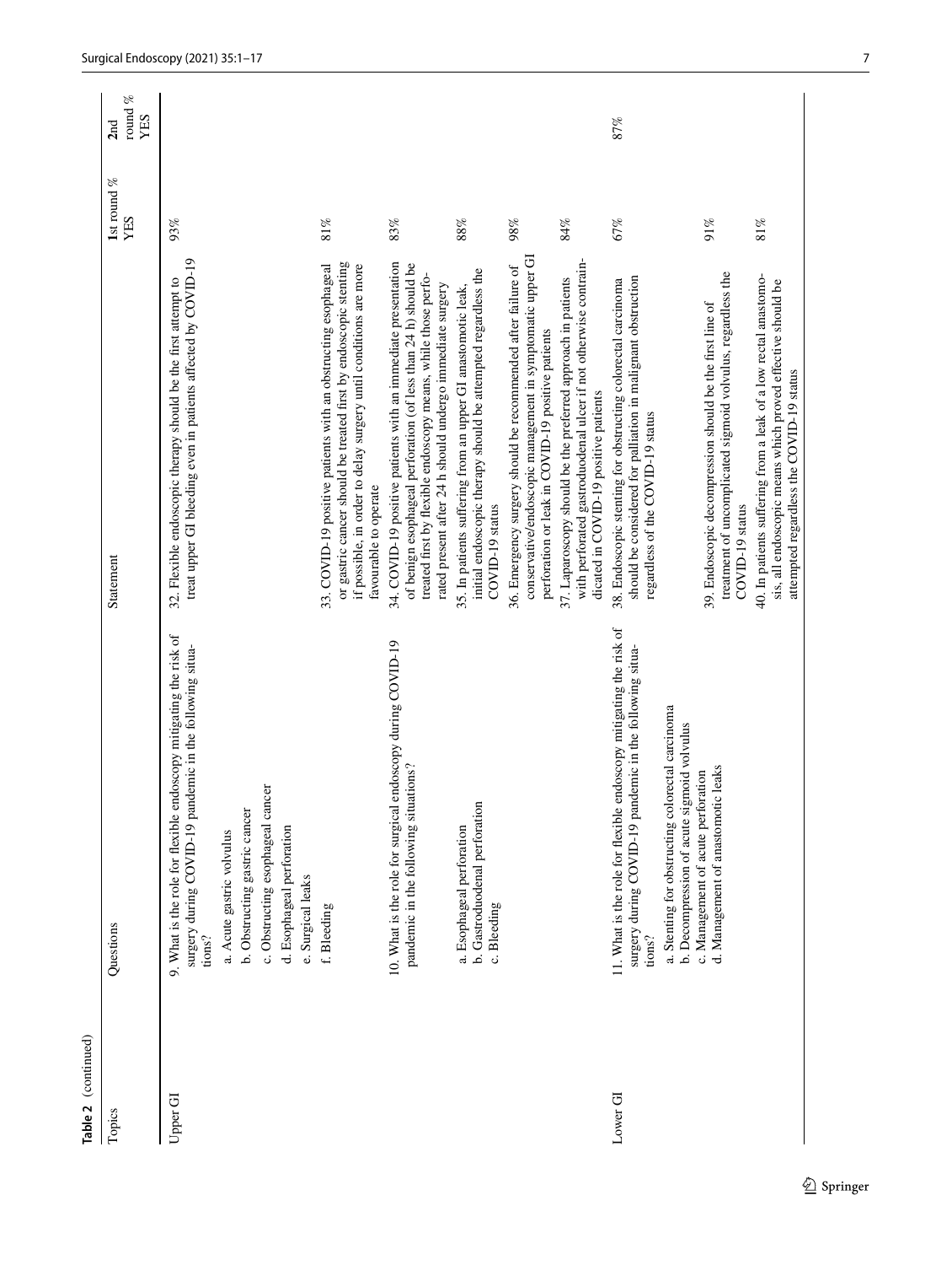**Table 2** (continued)

| Topics | Questions | Statement | 1st round % YES | 2nd round % YES |
|---|---|---|---|---|
| Upper GI | 9. What is the role for flexible endoscopy mitigating the risk of surgery during COVID-19 pandemic in the following situations?<br>a. Acute gastric volvulus<br>b. Obstructing gastric cancer<br>c. Obstructing esophageal cancer<br>d. Esophageal perforation<br>e. Surgical leaks<br>f. Bleeding | 32. Flexible endoscopic therapy should be the first attempt to treat upper GI bleeding even in patients affected by COVID-19 | 93% | |
| | | 33. COVID-19 positive patients with an obstructing esophageal or gastric cancer should be treated first by endoscopic stenting if possible, in order to delay surgery until conditions are more favourable to operate | 81% | |
| | 10. What is the role for surgical endoscopy during COVID-19 pandemic in the following situations?<br>a. Esophageal perforation<br>b. Gastroduodenal perforation<br>c. Bleeding | 34. COVID-19 positive patients with an immediate presentation of benign esophageal perforation (of less than 24 h) should be treated first by flexible endoscopy means, while those perforated present after 24 h should undergo immediate surgery | 83% | |
| | | 35. In patients suffering from an upper GI anastomotic leak, initial endoscopic therapy should be attempted regardless the COVID-19 status | 88% | |
| | | 36. Emergency surgery should be recommended after failure of conservative/endoscopic management in symptomatic upper GI perforation or leak in COVID-19 positive patients | 98% | |
| | | 37. Laparoscopy should be the preferred approach in patients with perforated gastroduodenal ulcer if not otherwise contraindicated in COVID-19 positive patients | 84% | |
| Lower GI | 11. What is the role for flexible endoscopy mitigating the risk of surgery during COVID-19 pandemic in the following situations?<br>a. Stenting for obstructing colorectal carcinoma<br>b. Decompression of acute sigmoid volvulus<br>c. Management of acute perforation<br>d. Management of anastomotic leaks | 38. Endoscopic stenting for obstructing colorectal carcinoma should be considered for palliation in malignant obstruction regardless of the COVID-19 status | 67% | 87% |
| | | 39. Endoscopic decompression should be the first line of treatment of uncomplicated sigmoid volvulus, regardless the COVID-19 status | 91% | |
| | | 40. In patients suffering from a leak of a low rectal anastomosis, all endoscopic means which proved effective should be attempted regardless the COVID-19 status | 81% | |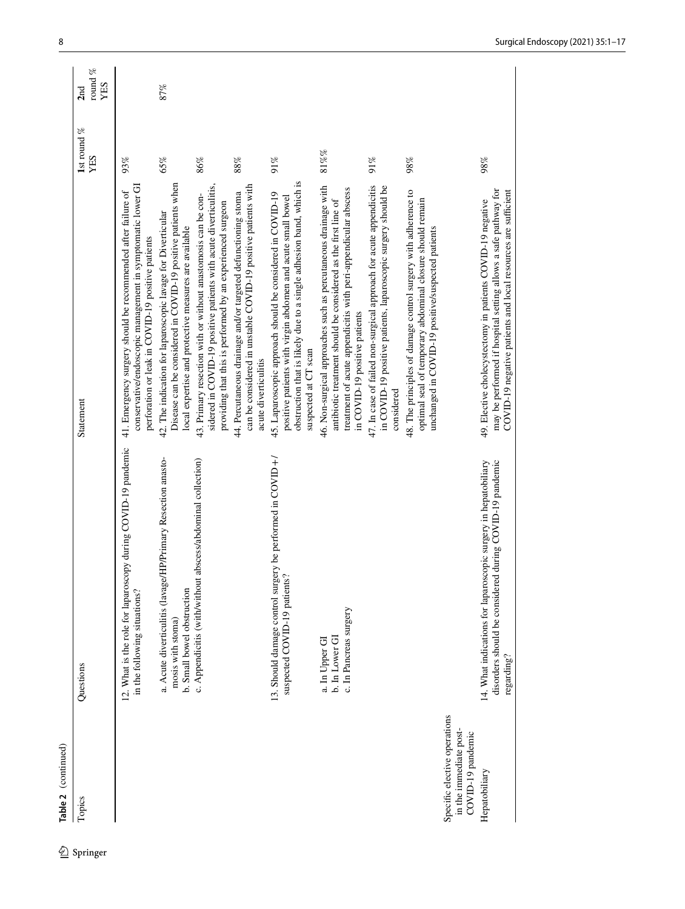**Table 2** (continued)

| Topics | Questions | Statement | 1st round % YES | 2nd round % YES |
|---|---|---|---|---|
| | 12. What is the role for laparoscopy during COVID-19 pandemic in the following situations? | 41. Emergency surgery should be recommended after failure of conservative/endoscopic management in symptomatic lower GI perforation or leak in COVID-19 positive patients | 93% | |
| | a. Acute diverticulitis (lavage/HP/Primary Resection anastomosis with stoma)<br>b. Small bowel obstruction<br>c. Appendicitis (with/without abscess/abdominal collection) | 42. The indication for laparoscopic lavage for Diverticular Disease can be considered in COVID-19 positive patients when local expertise and protective measures are available | 65% | 87% |
| | | 43. Primary resection with or without anastomosis can be considered in COVID-19 positive patients with acute diverticulitis, providing that this is performed by an experienced surgeon | 86% | |
| | | 44. Percutaneous drainage and/or targeted defunctioning stoma can be considered in unstable COVID-19 positive patients with acute diverticulitis | 88% | |
| | 13. Should damage control surgery be performed in COVID+/suspected COVID-19 patients? | 45. Laparoscopic approach should be considered in COVID-19 positive patients with virgin abdomen and acute small bowel obstruction that is likely due to a single adhesion band, which is suspected at CT scan | 91% | |
| | a. In Upper GI<br>b. In Lower GI<br>c. In Pancreas surgery | 46. Non-surgical approaches such as percutaneous drainage with antibiotic treatment should be considered as the first line of treatment of acute appendicitis with peri-appendicular abscess in COVID-19 positive patients | 81%% | |
| | | 47. In case of failed non-surgical approach for acute appendicitis in COVID-19 positive patients, laparoscopic surgery should be considered | 91% | |
| | | 48. The principles of damage control surgery with adherence to optimal seal of temporary abdominal closure should remain unchanged in COVID-19 positive/suspected patients | 98% | |
| Specific elective operations in the immediate post-COVID-19 pandemic | | | | |
| Hepatobiliary | 14. What indications for laparoscopic surgery in hepatobiliary disorders should be considered during COVID-19 pandemic regarding? | 49. Elective cholecystectomy in patients COVID-19 negative may be performed if hospital setting allows a safe pathway for COVID-19 negative patients and local resources are sufficient | 98% | |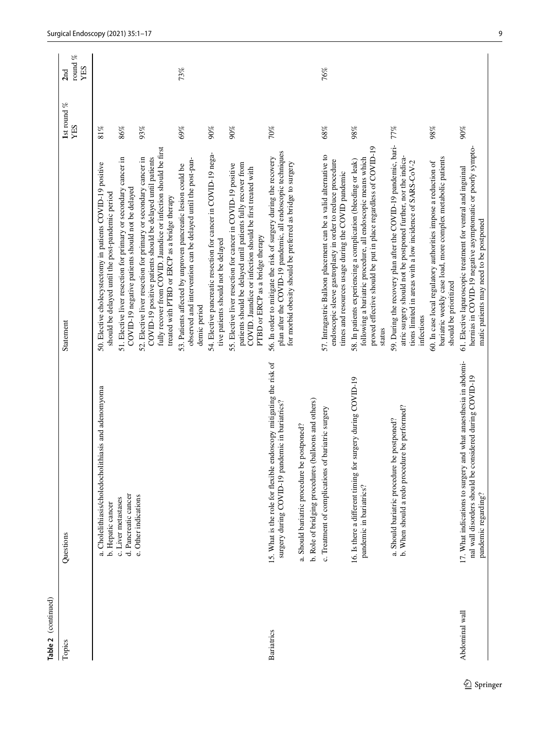**Table 2** (continued)

| Topics | Questions | Statement | 1st round % YES | 2nd round % YES |
|---|---|---|---|---|
| | a. Cholelithiasis/choledocholithiasis and adenomyoma<br>b. Hepatic cancer<br>c. Liver metastases<br>d. Pancreatic cancer<br>e. Other indications | 50. Elective cholecystectomy in patients COVID-19 positive should be delayed until the post-pandemic period | 81% | |
| | | 51. Elective liver resection for primary or secondary cancer in COVID-19 negative patients should not be delayed | 86% | |
| | | 52. Elective liver resection for primary or secondary cancer in COVID-19 positive patients should be delayed until patients fully recover from COVID. Jaundice or infection should be first treated with PTBD or ERCP as a bridge therapy | 93% | |
| | | 53. Patients affected by unproven pancreatic lesion could be observed and intervention can be delayed until the post-pandemic period | 69% | 73% |
| | | 54. Elective pancreatic resection for cancer in COVID-19 negative patients should not be delayed | 90% | |
| | | 55. Elective liver resection for cancer in COVID-19 positive patients should be delayed until patients fully recover from COVID. Jaundice or infection should be first treated with PTBD or ERCP as a bridge therapy | 90% | |
| Bariatrics | 15. What is the role for flexible endoscopy mitigating the risk of surgery during COVID-19 pandemic in bariatrics?<br>a. Should bariatric procedure be postponed?<br>b. Role of bridging procedures (balloons and others)<br>c. Treatment of complications of bariatric surgery | 56. In order to mitigate the risk of surgery during the recovery plan after the COVID-19 pandemic, all endoscopic techniques for morbid obesity should be preferred as bridge to surgery | 70% | |
| | | 57. Intragastric Balloon placement can be a valid alternative to endoscopic sleeve gastroplasty in order to reduce procedure times and resources usage during the COVID pandemic | 68% | 76% |
| | | 58. In patients experiencing a complication (bleeding or leak) following a bariatric procedure, all endoscopic means which proved effective should be put in place regardless of COVID-19 status | 98% | |
| | 16. Is there a different timing for surgery during COVID-19 pandemic in bariatrics?<br>a. Should bariatric procedure be postponed?<br>b. When should a redo procedure be performed? | 59. During the recovery plan after the COVID-19 pandemic, bariatric surgery should not be postponed further, nor the indications limited in areas with a low incidence of SARS-CoV-2 infections | 77% | |
| | | 60. In case local regulatory authorities impose a reduction of bariatric weekly case load, more complex metabolic patients should be prioritized | 98% | |
| Abdominal wall | 17. What indications to surgery and what anaesthesia in abdominal wall disorders should be considered during COVID-19 pandemic regarding? | 61. Elective laparoscopic treatment for ventral and inguinal hernias in COVID-19 negative asymptomatic or poorly symptomatic patients may need to be postponed | 90% | |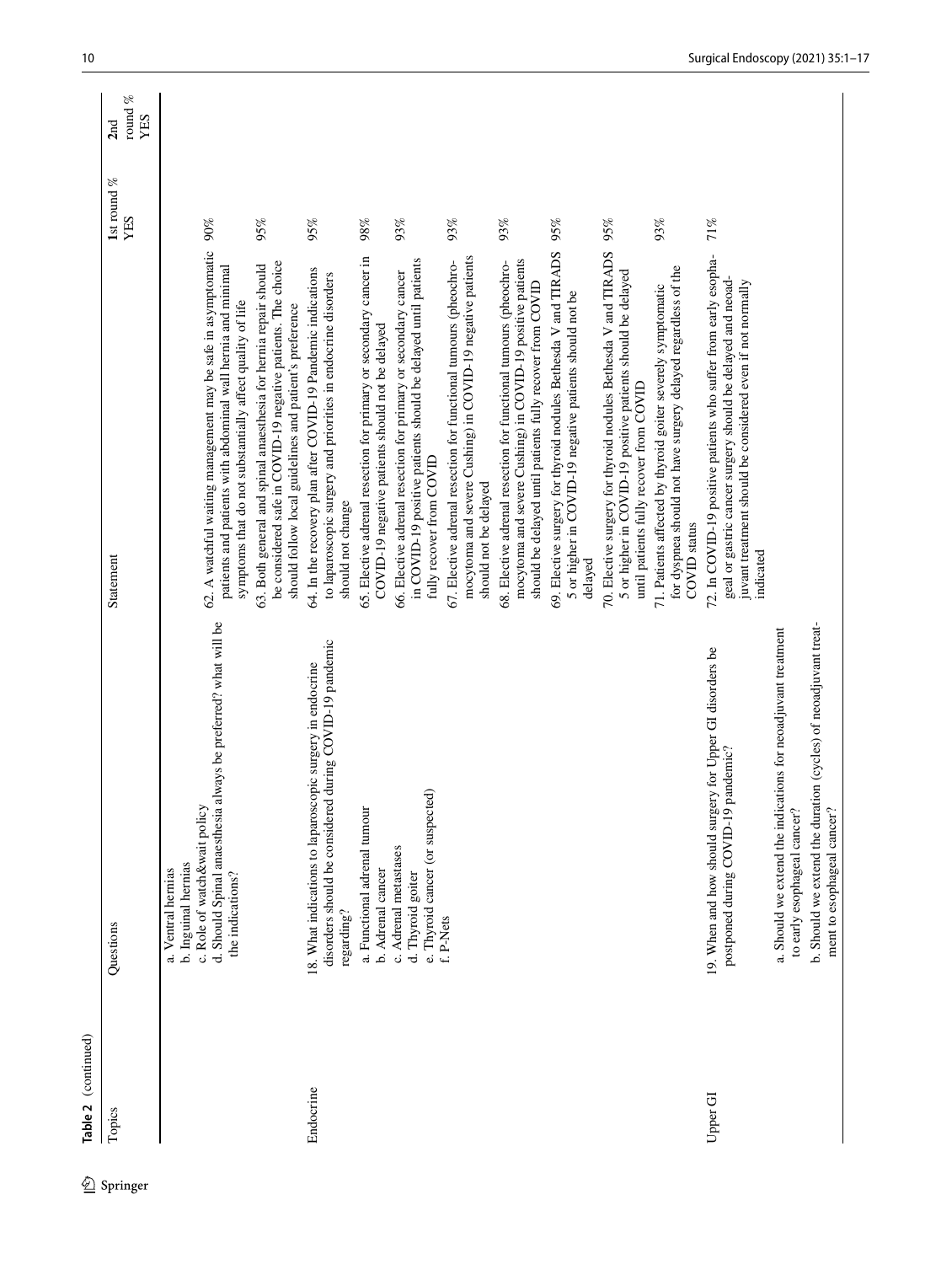**Table 2** (continued)

| Topics | Questions | Statement | 1st round % YES | 2nd round % YES |
|---|---|---|---|---|
| | a. Ventral hernias<br>b. Inguinal hernias<br>c. Role of watch&wait policy<br>d. Should Spinal anaesthesia always be preferred? what will be the indications? | 62. A watchful waiting management may be safe in asymptomatic patients and patients with abdominal wall hernia and minimal symptoms that do not substantially affect quality of life | 90% | |
| | | 63. Both general and spinal anaesthesia for hernia repair should be considered safe in COVID-19 negative patients. The choice should follow local guidelines and patient's preference | 95% | |
| Endocrine | 18. What indications to laparoscopic surgery in endocrine disorders should be considered during COVID-19 pandemic regarding?<br>a. Functional adrenal tumour<br>b. Adrenal cancer<br>c. Adrenal metastases<br>d. Thyroid goiter<br>e. Thyroid cancer (or suspected)<br>f. P-Nets | 64. In the recovery plan after COVID-19 Pandemic indications to laparoscopic surgery and priorities in endocrine disorders should not change | 95% | |
| | | 65. Elective adrenal resection for primary or secondary cancer in COVID-19 negative patients should not be delayed | 98% | |
| | | 66. Elective adrenal resection for primary or secondary cancer in COVID-19 positive patients should be delayed until patients fully recover from COVID | 93% | |
| | | 67. Elective adrenal resection for functional tumours (pheochromocytoma and severe Cushing) in COVID-19 negative patients should not be delayed | 93% | |
| | | 68. Elective adrenal resection for functional tumours (pheochromocytoma and severe Cushing) in COVID-19 positive patients should be delayed until patients fully recover from COVID | 93% | |
| | | 69. Elective surgery for thyroid nodules Bethesda V and TIRADS 5 or higher in COVID-19 negative patients should not be delayed | 95% | |
| | | 70. Elective surgery for thyroid nodules Bethesda V and TIRADS 5 or higher in COVID-19 positive patients should be delayed until patients fully recover from COVID | 95% | |
| | | 71. Patients affected by thyroid goiter severely symptomatic for dyspnea should not have surgery delayed regardless of the COVID status | 93% | |
| Upper GI | 19. When and how should surgery for Upper GI disorders be postponed during COVID-19 pandemic?<br>a. Should we extend the indications for neoadjuvant treatment to early esophageal cancer?<br>b. Should we extend the duration (cycles) of neoadjuvant treatment to esophageal cancer? | 72. In COVID-19 positive patients who suffer from early esophageal or gastric cancer surgery should be delayed and neoadjuvant treatment should be considered even if not normally indicated | 71% | |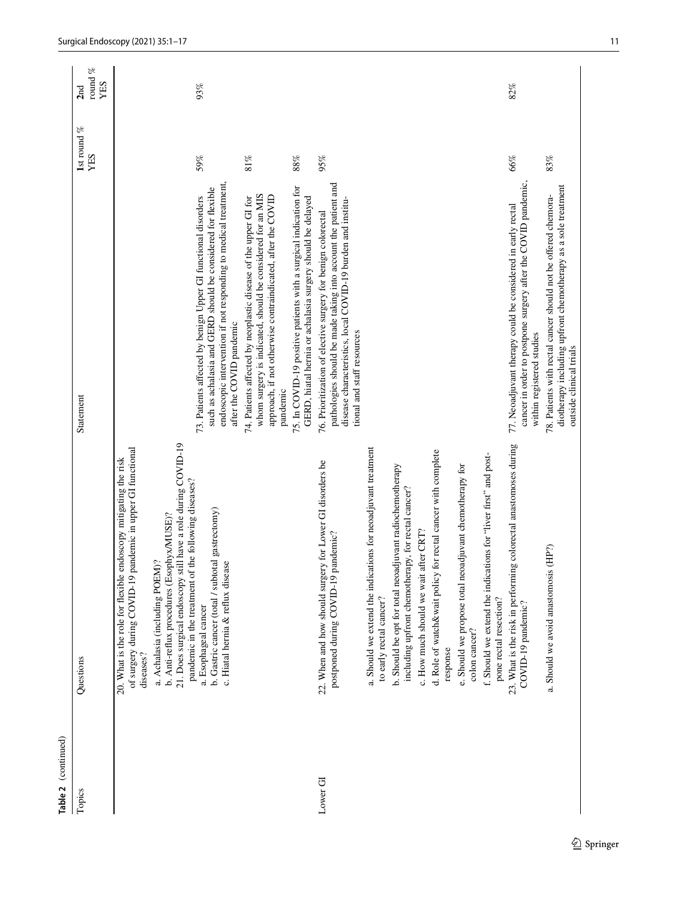**Table 2** (continued)

| Topics | Questions | Statement | 1st round % YES | 2nd round % YES |
|---|---|---|---|---|
| | 20. What is the role for flexible endoscopy mitigating the risk of surgery during COVID-19 pandemic in upper GI functional diseases?<br>a. Achalasia (including POEM)?<br>b. Anti-reflux procedures (Esophyx/MUSE)?<br>21. Does surgical endoscopy still have a role during COVID-19 pandemic in the treatment of the following diseases?<br>a. Esophageal cancer<br>b. Gastric cancer (total / subtotal gastrectomy)<br>c. Hiatal hernia & reflux disease | 73. Patients affected by benign Upper GI functional disorders such as achalasia and GERD should be considered for flexible endoscopic intervention if not responding to medical treatment, after the COVID pandemic | 59% | 93% |
| | | 74. Patients affected by neoplastic disease of the upper GI for whom surgery is indicated, should be considered for an MIS approach, if not otherwise contraindicated, after the COVID pandemic | 81% | |
| | | 75. In COVID-19 positive patients with a surgical indication for GERD, hiatal hernia or achalasia surgery should be delayed | 88% | |
| Lower GI | 22. When and how should surgery for Lower GI disorders be postponed during COVID-19 pandemic?<br>a. Should we extend the indications for neoadjuvant treatment to early rectal cancer?<br>b. Should be opt for total neoadjuvant radiochemotherapy including upfront chemotherapy, for rectal cancer?<br>c. How much should we wait after CRT?<br>d. Role of watch&wait policy for rectal cancer with complete response<br>e. Should we propose total neoadjuvant chemotherapy for colon cancer?<br>f. Should we extend the indications for "liver first" and postpone rectal resection? | 76. Prioritization of elective surgery for benign colorectal pathologies should be made taking into account the patient and disease characteristics, local COVID-19 burden and institutional and staff resources | 95% | |
| | 23. What is the risk in performing colorectal anastomoses during COVID-19 pandemic? | 77. Neoadjuvant therapy could be considered in early rectal cancer in order to postpone surgery after the COVID pandemic, within registered studies | 66% | 82% |
| | a. Should we avoid anastomosis (HP?) | 78. Patients with rectal cancer should not be offered chemoradiotherapy including upfront chemotherapy as a sole treatment outside clinical trials | 83% | |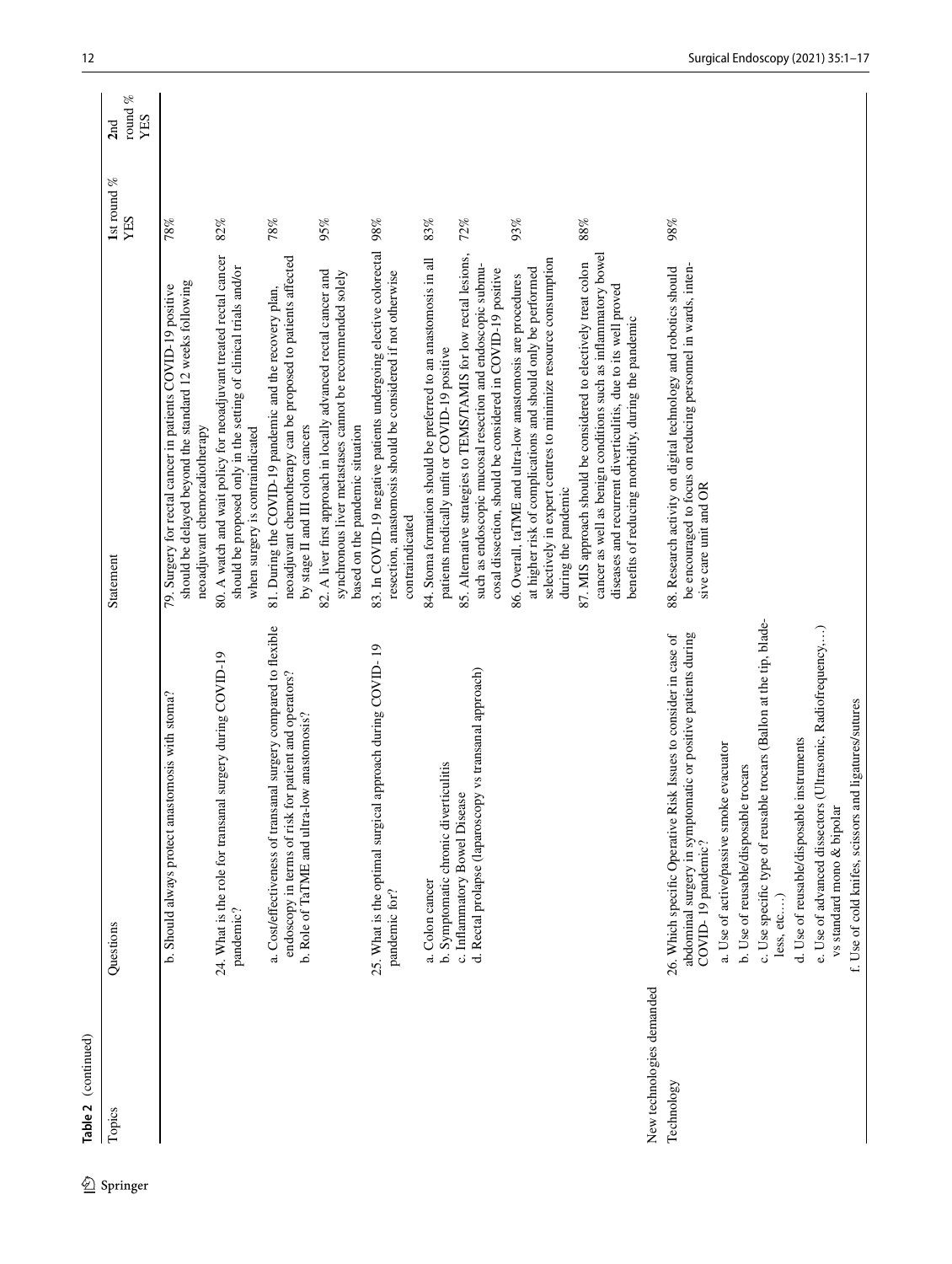**Table 2** (continued)

| Topics | Questions | Statement | 1st round % YES | 2nd round % YES |
|---|---|---|---|---|
| | b. Should always protect anastomosis with stoma? | 79. Surgery for rectal cancer in patients COVID-19 positive should be delayed beyond the standard 12 weeks following neoadjuvant chemoradiotherapy | 78% | |
| | 24. What is the role for transanal surgery during COVID-19 pandemic? | 80. A watch and wait policy for neoadjuvant treated rectal cancer should be proposed only in the setting of clinical trials and/or when surgery is contraindicated | 82% | |
| | a. Cost/effectiveness of transanal surgery compared to flexible endoscopy in terms of risk for patient and operators? | 81. During the COVID-19 pandemic and the recovery plan, neoadjuvant chemotherapy can be proposed to patients affected by stage II and III colon cancers | 78% | |
| | b. Role of TaTME and ultra-low anastomosis? | 82. A liver first approach in locally advanced rectal cancer and synchronous liver metastases cannot be recommended solely based on the pandemic situation | 95% | |
| | 25. What is the optimal surgical approach during COVID-19 pandemic for? | 83. In COVID-19 negative patients undergoing elective colorectal resection, anastomosis should be considered if not otherwise contraindicated | 98% | |
| | a. Colon cancer<br>b. Symptomatic chronic diverticulitis<br>c. Inflammatory Bowel Disease<br>d. Rectal prolapse (laparoscopy vs transanal approach) | 84. Stoma formation should be preferred to an anastomosis in all patients medically unfit or COVID-19 positive | 83% | |
| | | 85. Alternative strategies to TEMS/TAMIS for low rectal lesions, such as endoscopic mucosal resection and endoscopic submucosal dissection, should be considered in COVID-19 positive | 72% | |
| | | 86. Overall, taTME and ultra-low anastomosis are procedures at higher risk of complications and should only be performed selectively in expert centres to minimize resource consumption during the pandemic | 93% | |
| | | 87. MIS approach should be considered to electively treat colon cancer as well as benign conditions such as inflammatory bowel diseases and recurrent diverticulitis, due to its well proved benefits of reducing morbidity, during the pandemic | 88% | |
| New technologies demanded | | | | |
| Technology | 26. Which specific Operative Risk Issues to consider in case of abdominal surgery in symptomatic or positive patients during COVID-19 pandemic?<br>a. Use of active/passive smoke evacuator<br>b. Use of reusable/disposable trocars<br>c. Use specific type of reusable trocars (Ballon at the tip, bladeless, etc…)<br>d. Use of reusable/disposable instruments<br>e. Use of advanced dissectors (Ultrasonic, Radiofrequency…) vs standard mono & bipolar<br>f. Use of cold knifes, scissors and ligatures/sutures | 88. Research activity on digital technology and robotics should be encouraged to focus on reducing personnel in wards, intensive care unit and OR | 98% | |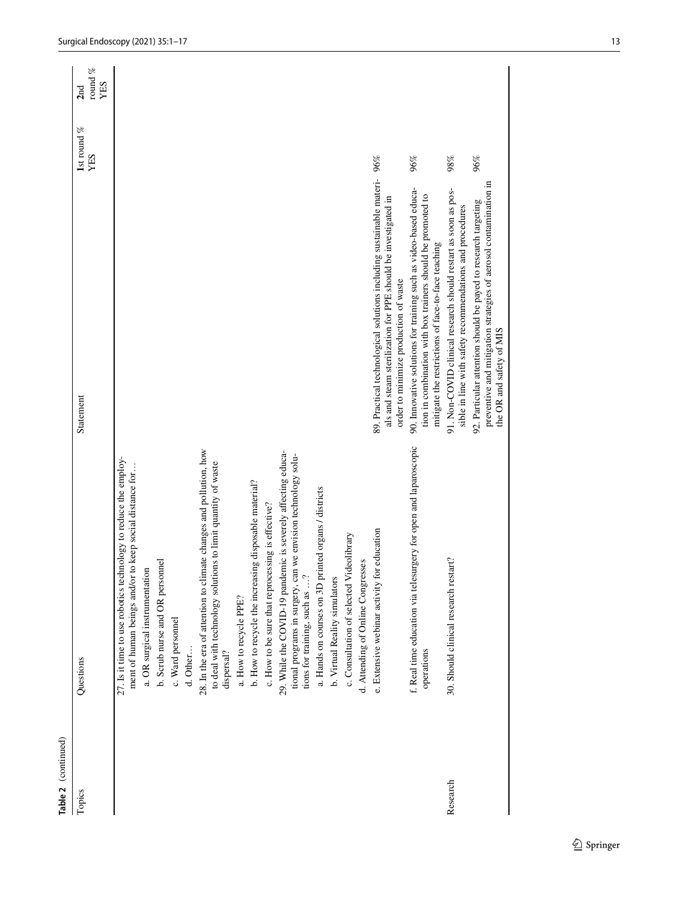**Table 2** (continued)

| Topics | Questions | Statement | 1st round % YES | 2nd round % YES |
|---|---|---|---|---|
| | 27. Is it time to use robotics technology to reduce the employment of human beings and/or to keep social distance for… | | | |
| | a. OR surgical instrumentation | | | |
| | b. Scrub nurse and OR personnel | | | |
| | c. Ward personnel | | | |
| | d. Other… | | | |
| | 28. In the era of attention to climate changes and pollution, how to deal with technology solutions to limit quantity of waste dispersal? | | | |
| | a. How to recycle PPE? | | | |
| | b. How to recycle the increasing disposable material? | | | |
| | c. How to be sure that reprocessing is effective? | | | |
| | 29. While the COVID-19 pandemic is severely affecting educational programs in surgery, can we envision technology solutions for training, such as …? | | | |
| | a. Hands on courses on 3D printed organs / districts | | | |
| | b. Virtual Reality simulators | | | |
| | c. Consultation of selected Videolibrary | | | |
| | d. Attending of Online Congresses | | | |
| | e. Extensive webinar activity for education | 89. Practical technological solutions including sustainable materials and steam sterilization for PPE should be investigated in order to minimize production of waste | 96% | |
| | f. Real time education via telesurgery for open and laparoscopic operations | 90. Innovative solutions for training such as video-based education in combination with box trainers should be promoted to mitigate the restrictions of face-to-face teaching | 96% | |
| Research | 30. Should clinical research restart? | 91. Non-COVID clinical research should restart as soon as possible in line with safety recommendations and procedures | 98% | |
| | | 92. Particular attention should be payed to research targeting preventive and mitigation strategies of aerosol contamination in the OR and safety of MIS | 96% | |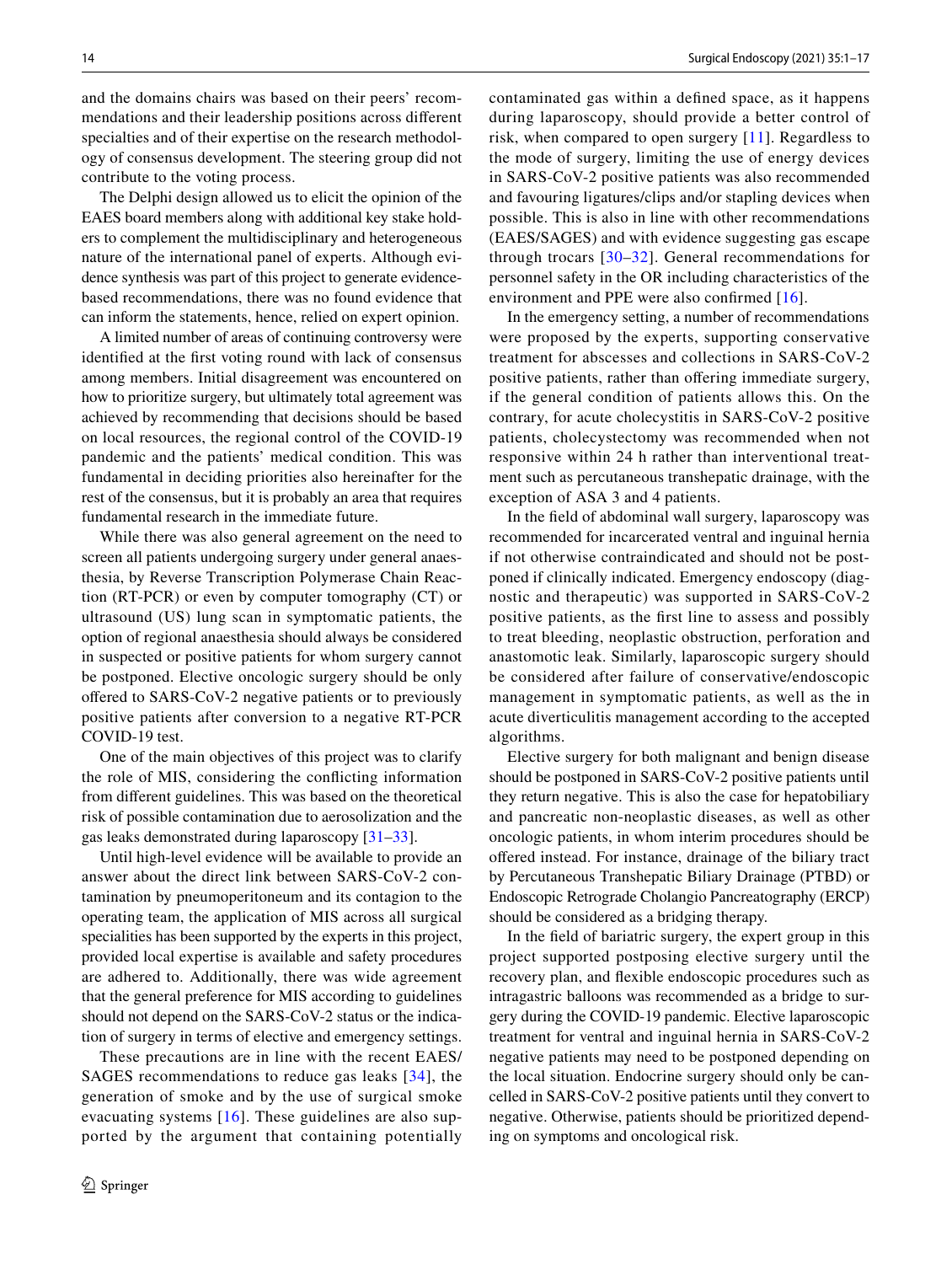and the domains chairs was based on their peers' recommendations and their leadership positions across different specialties and of their expertise on the research methodology of consensus development. The steering group did not contribute to the voting process.

The Delphi design allowed us to elicit the opinion of the EAES board members along with additional key stake holders to complement the multidisciplinary and heterogeneous nature of the international panel of experts. Although evidence synthesis was part of this project to generate evidence-based recommendations, there was no found evidence that can inform the statements, hence, relied on expert opinion.

A limited number of areas of continuing controversy were identified at the first voting round with lack of consensus among members. Initial disagreement was encountered on how to prioritize surgery, but ultimately total agreement was achieved by recommending that decisions should be based on local resources, the regional control of the COVID-19 pandemic and the patients' medical condition. This was fundamental in deciding priorities also hereinafter for the rest of the consensus, but it is probably an area that requires fundamental research in the immediate future.

While there was also general agreement on the need to screen all patients undergoing surgery under general anaesthesia, by Reverse Transcription Polymerase Chain Reaction (RT-PCR) or even by computer tomography (CT) or ultrasound (US) lung scan in symptomatic patients, the option of regional anaesthesia should always be considered in suspected or positive patients for whom surgery cannot be postponed. Elective oncologic surgery should be only offered to SARS-CoV-2 negative patients or to previously positive patients after conversion to a negative RT-PCR COVID-19 test.

One of the main objectives of this project was to clarify the role of MIS, considering the conflicting information from different guidelines. This was based on the theoretical risk of possible contamination due to aerosolization and the gas leaks demonstrated during laparoscopy [31–33].

Until high-level evidence will be available to provide an answer about the direct link between SARS-CoV-2 contamination by pneumoperitoneum and its contagion to the operating team, the application of MIS across all surgical specialities has been supported by the experts in this project, provided local expertise is available and safety procedures are adhered to. Additionally, there was wide agreement that the general preference for MIS according to guidelines should not depend on the SARS-CoV-2 status or the indication of surgery in terms of elective and emergency settings.

These precautions are in line with the recent EAES/SAGES recommendations to reduce gas leaks [34], the generation of smoke and by the use of surgical smoke evacuating systems [16]. These guidelines are also supported by the argument that containing potentially contaminated gas within a defined space, as it happens during laparoscopy, should provide a better control of risk, when compared to open surgery [11]. Regardless to the mode of surgery, limiting the use of energy devices in SARS-CoV-2 positive patients was also recommended and favouring ligatures/clips and/or stapling devices when possible. This is also in line with other recommendations (EAES/SAGES) and with evidence suggesting gas escape through trocars [30–32]. General recommendations for personnel safety in the OR including characteristics of the environment and PPE were also confirmed [16].

In the emergency setting, a number of recommendations were proposed by the experts, supporting conservative treatment for abscesses and collections in SARS-CoV-2 positive patients, rather than offering immediate surgery, if the general condition of patients allows this. On the contrary, for acute cholecystitis in SARS-CoV-2 positive patients, cholecystectomy was recommended when not responsive within 24 h rather than interventional treatment such as percutaneous transhepatic drainage, with the exception of ASA 3 and 4 patients.

In the field of abdominal wall surgery, laparoscopy was recommended for incarcerated ventral and inguinal hernia if not otherwise contraindicated and should not be postponed if clinically indicated. Emergency endoscopy (diagnostic and therapeutic) was supported in SARS-CoV-2 positive patients, as the first line to assess and possibly to treat bleeding, neoplastic obstruction, perforation and anastomotic leak. Similarly, laparoscopic surgery should be considered after failure of conservative/endoscopic management in symptomatic patients, as well as the in acute diverticulitis management according to the accepted algorithms.

Elective surgery for both malignant and benign disease should be postponed in SARS-CoV-2 positive patients until they return negative. This is also the case for hepatobiliary and pancreatic non-neoplastic diseases, as well as other oncologic patients, in whom interim procedures should be offered instead. For instance, drainage of the biliary tract by Percutaneous Transhepatic Biliary Drainage (PTBD) or Endoscopic Retrograde Cholangio Pancreatography (ERCP) should be considered as a bridging therapy.

In the field of bariatric surgery, the expert group in this project supported postposing elective surgery until the recovery plan, and flexible endoscopic procedures such as intragastric balloons was recommended as a bridge to surgery during the COVID-19 pandemic. Elective laparoscopic treatment for ventral and inguinal hernia in SARS-CoV-2 negative patients may need to be postponed depending on the local situation. Endocrine surgery should only be cancelled in SARS-CoV-2 positive patients until they convert to negative. Otherwise, patients should be prioritized depending on symptoms and oncological risk.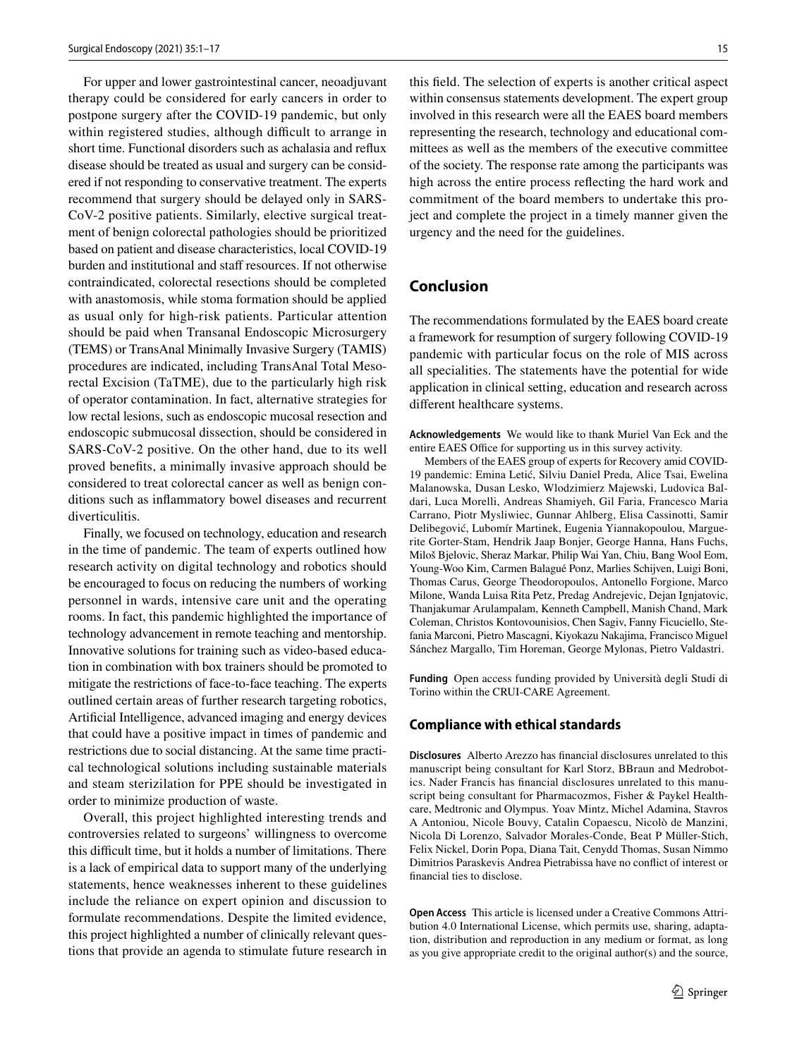For upper and lower gastrointestinal cancer, neoadjuvant therapy could be considered for early cancers in order to postpone surgery after the COVID-19 pandemic, but only within registered studies, although difficult to arrange in short time. Functional disorders such as achalasia and reflux disease should be treated as usual and surgery can be considered if not responding to conservative treatment. The experts recommend that surgery should be delayed only in SARS-CoV-2 positive patients. Similarly, elective surgical treatment of benign colorectal pathologies should be prioritized based on patient and disease characteristics, local COVID-19 burden and institutional and staff resources. If not otherwise contraindicated, colorectal resections should be completed with anastomosis, while stoma formation should be applied as usual only for high-risk patients. Particular attention should be paid when Transanal Endoscopic Microsurgery (TEMS) or TransAnal Minimally Invasive Surgery (TAMIS) procedures are indicated, including TransAnal Total Mesorectal Excision (TaTME), due to the particularly high risk of operator contamination. In fact, alternative strategies for low rectal lesions, such as endoscopic mucosal resection and endoscopic submucosal dissection, should be considered in SARS-CoV-2 positive. On the other hand, due to its well proved benefits, a minimally invasive approach should be considered to treat colorectal cancer as well as benign conditions such as inflammatory bowel diseases and recurrent diverticulitis.

Finally, we focused on technology, education and research in the time of pandemic. The team of experts outlined how research activity on digital technology and robotics should be encouraged to focus on reducing the numbers of working personnel in wards, intensive care unit and the operating rooms. In fact, this pandemic highlighted the importance of technology advancement in remote teaching and mentorship. Innovative solutions for training such as video-based education in combination with box trainers should be promoted to mitigate the restrictions of face-to-face teaching. The experts outlined certain areas of further research targeting robotics, Artificial Intelligence, advanced imaging and energy devices that could have a positive impact in times of pandemic and restrictions due to social distancing. At the same time practical technological solutions including sustainable materials and steam sterilization for PPE should be investigated in order to minimize production of waste.

Overall, this project highlighted interesting trends and controversies related to surgeons' willingness to overcome this difficult time, but it holds a number of limitations. There is a lack of empirical data to support many of the underlying statements, hence weaknesses inherent to these guidelines include the reliance on expert opinion and discussion to formulate recommendations. Despite the limited evidence, this project highlighted a number of clinically relevant questions that provide an agenda to stimulate future research in this field. The selection of experts is another critical aspect within consensus statements development. The expert group involved in this research were all the EAES board members representing the research, technology and educational committees as well as the members of the executive committee of the society. The response rate among the participants was high across the entire process reflecting the hard work and commitment of the board members to undertake this project and complete the project in a timely manner given the urgency and the need for the guidelines.

## Conclusion

The recommendations formulated by the EAES board create a framework for resumption of surgery following COVID-19 pandemic with particular focus on the role of MIS across all specialities. The statements have the potential for wide application in clinical setting, education and research across different healthcare systems.

**Acknowledgements** We would like to thank Muriel Van Eck and the entire EAES Office for supporting us in this survey activity.

Members of the EAES group of experts for Recovery amid COVID-19 pandemic: Emina Letić, Silviu Daniel Preda, Alice Tsai, Ewelina Malanowska, Dusan Lesko, Wlodzimierz Majewski, Ludovica Baldari, Luca Morelli, Andreas Shamiyeh, Gil Faria, Francesco Maria Carrano, Piotr Mysliwiec, Gunnar Ahlberg, Elisa Cassinotti, Samir Delibegović, Lubomír Martinek, Eugenia Yiannakopoulou, Marguerite Gorter-Stam, Hendrik Jaap Bonjer, George Hanna, Hans Fuchs, Miloš Bjelovic, Sheraz Markar, Philip Wai Yan, Chiu, Bang Wool Eom, Young-Woo Kim, Carmen Balagué Ponz, Marlies Schijven, Luigi Boni, Thomas Carus, George Theodoropoulos, Antonello Forgione, Marco Milone, Wanda Luisa Rita Petz, Predag Andrejevic, Dejan Ignjatovic, Thanjakumar Arulampalam, Kenneth Campbell, Manish Chand, Mark Coleman, Christos Kontovounisios, Chen Sagiv, Fanny Ficuciello, Stefania Marconi, Pietro Mascagni, Kiyokazu Nakajima, Francisco Miguel Sánchez Margallo, Tim Horeman, George Mylonas, Pietro Valdastri.

**Funding** Open access funding provided by Università degli Studi di Torino within the CRUI-CARE Agreement.

### Compliance with ethical standards

**Disclosures** Alberto Arezzo has financial disclosures unrelated to this manuscript being consultant for Karl Storz, BBraun and Medrobotics. Nader Francis has financial disclosures unrelated to this manuscript being consultant for Pharmacozmos, Fisher & Paykel Healthcare, Medtronic and Olympus. Yoav Mintz, Michel Adamina, Stavros A Antoniou, Nicole Bouvy, Catalin Copaescu, Nicolò de Manzini, Nicola Di Lorenzo, Salvador Morales-Conde, Beat P Müller-Stich, Felix Nickel, Dorin Popa, Diana Tait, Cenydd Thomas, Susan Nimmo Dimitrios Paraskevis Andrea Pietrabissa have no conflict of interest or financial ties to disclose.

**Open Access** This article is licensed under a Creative Commons Attribution 4.0 International License, which permits use, sharing, adaptation, distribution and reproduction in any medium or format, as long as you give appropriate credit to the original author(s) and the source,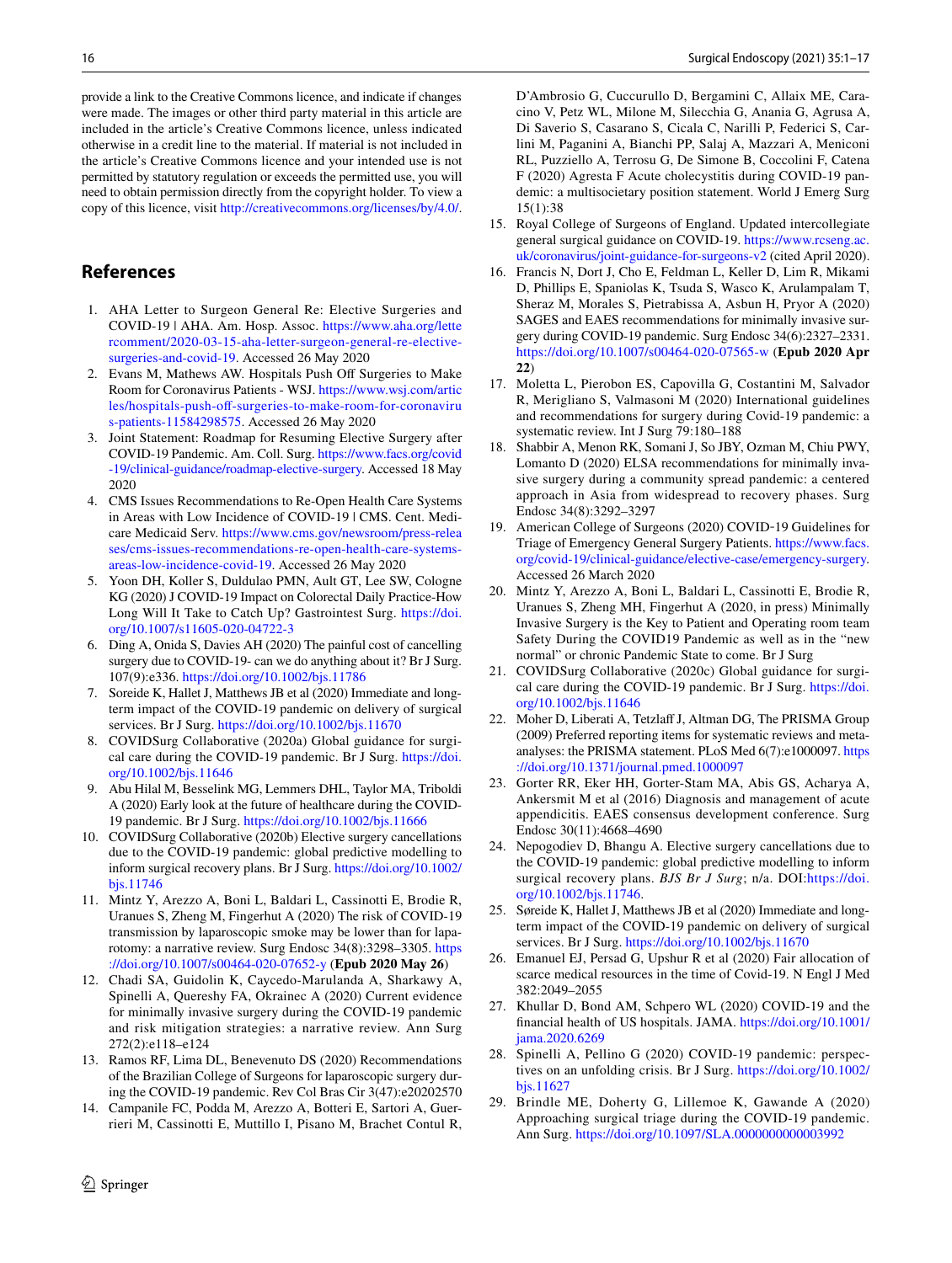provide a link to the Creative Commons licence, and indicate if changes were made. The images or other third party material in this article are included in the article's Creative Commons licence, unless indicated otherwise in a credit line to the material. If material is not included in the article's Creative Commons licence and your intended use is not permitted by statutory regulation or exceeds the permitted use, you will need to obtain permission directly from the copyright holder. To view a copy of this licence, visit http://creativecommons.org/licenses/by/4.0/.

## References

1. AHA Letter to Surgeon General Re: Elective Surgeries and COVID-19 | AHA. Am. Hosp. Assoc. https://www.aha.org/lettercomment/2020-03-15-aha-letter-surgeon-general-re-elective-surgeries-and-covid-19. Accessed 26 May 2020
2. Evans M, Mathews AW. Hospitals Push Off Surgeries to Make Room for Coronavirus Patients - WSJ. https://www.wsj.com/articles/hospitals-push-off-surgeries-to-make-room-for-coronavirus-patients-11584298575. Accessed 26 May 2020
3. Joint Statement: Roadmap for Resuming Elective Surgery after COVID-19 Pandemic. Am. Coll. Surg. https://www.facs.org/covid-19/clinical-guidance/roadmap-elective-surgery. Accessed 18 May 2020
4. CMS Issues Recommendations to Re-Open Health Care Systems in Areas with Low Incidence of COVID-19 | CMS. Cent. Medicare Medicaid Serv. https://www.cms.gov/newsroom/press-releases/cms-issues-recommendations-re-open-health-care-systems-areas-low-incidence-covid-19. Accessed 26 May 2020
5. Yoon DH, Koller S, Duldulao PMN, Ault GT, Lee SW, Cologne KG (2020) J COVID-19 Impact on Colorectal Daily Practice-How Long Will It Take to Catch Up? Gastrointest Surg. https://doi.org/10.1007/s11605-020-04722-3
6. Ding A, Onida S, Davies AH (2020) The painful cost of cancelling surgery due to COVID-19- can we do anything about it? Br J Surg. 107(9):e336. https://doi.org/10.1002/bjs.11786
7. Soreide K, Hallet J, Matthews JB et al (2020) Immediate and long-term impact of the COVID-19 pandemic on delivery of surgical services. Br J Surg. https://doi.org/10.1002/bjs.11670
8. COVIDSurg Collaborative (2020a) Global guidance for surgical care during the COVID-19 pandemic. Br J Surg. https://doi.org/10.1002/bjs.11646
9. Abu Hilal M, Besselink MG, Lemmers DHL, Taylor MA, Triboldi A (2020) Early look at the future of healthcare during the COVID-19 pandemic. Br J Surg. https://doi.org/10.1002/bjs.11666
10. COVIDSurg Collaborative (2020b) Elective surgery cancellations due to the COVID-19 pandemic: global predictive modelling to inform surgical recovery plans. Br J Surg. https://doi.org/10.1002/bjs.11746
11. Mintz Y, Arezzo A, Boni L, Baldari L, Cassinotti E, Brodie R, Uranues S, Zheng M, Fingerhut A (2020) The risk of COVID-19 transmission by laparoscopic smoke may be lower than for laparotomy: a narrative review. Surg Endosc 34(8):3298–3305. https://doi.org/10.1007/s00464-020-07652-y (**Epub 2020 May 26**)
12. Chadi SA, Guidolin K, Caycedo-Marulanda A, Sharkawy A, Spinelli A, Quereshy FA, Okrainec A (2020) Current evidence for minimally invasive surgery during the COVID-19 pandemic and risk mitigation strategies: a narrative review. Ann Surg 272(2):e118–e124
13. Ramos RF, Lima DL, Benevenuto DS (2020) Recommendations of the Brazilian College of Surgeons for laparoscopic surgery during the COVID-19 pandemic. Rev Col Bras Cir 3(47):e20202570
14. Campanile FC, Podda M, Arezzo A, Botteri E, Sartori A, Guerrieri M, Cassinotti E, Muttillo I, Pisano M, Brachet Contul R, D'Ambrosio G, Cuccurullo D, Bergamini C, Allaix ME, Caracino V, Petz WL, Milone M, Silecchia G, Anania G, Agrusa A, Di Saverio S, Casarano S, Cicala C, Narilli P, Federici S, Carlini M, Paganini A, Bianchi PP, Salaj A, Mazzari A, Meniconi RL, Puzziello A, Terrosu G, De Simone B, Coccolini F, Catena F (2020) Agresta F Acute cholecystitis during COVID-19 pandemic: a multisocietary position statement. World J Emerg Surg 15(1):38
15. Royal College of Surgeons of England. Updated intercollegiate general surgical guidance on COVID-19. https://www.rcseng.ac.uk/coronavirus/joint-guidance-for-surgeons-v2 (cited April 2020).
16. Francis N, Dort J, Cho E, Feldman L, Keller D, Lim R, Mikami D, Phillips E, Spaniolas K, Tsuda S, Wasco K, Arulampalam T, Sheraz M, Morales S, Pietrabissa A, Asbun H, Pryor A (2020) SAGES and EAES recommendations for minimally invasive surgery during COVID-19 pandemic. Surg Endosc 34(6):2327–2331. https://doi.org/10.1007/s00464-020-07565-w (**Epub 2020 Apr 22**)
17. Moletta L, Pierobon ES, Capovilla G, Costantini M, Salvador R, Merigliano S, Valmasoni M (2020) International guidelines and recommendations for surgery during Covid-19 pandemic: a systematic review. Int J Surg 79:180–188
18. Shabbir A, Menon RK, Somani J, So JBY, Ozman M, Chiu PWY, Lomanto D (2020) ELSA recommendations for minimally invasive surgery during a community spread pandemic: a centered approach in Asia from widespread to recovery phases. Surg Endosc 34(8):3292–3297
19. American College of Surgeons (2020) COVID-19 Guidelines for Triage of Emergency General Surgery Patients. https://www.facs.org/covid-19/clinical-guidance/elective-case/emergency-surgery. Accessed 26 March 2020
20. Mintz Y, Arezzo A, Boni L, Baldari L, Cassinotti E, Brodie R, Uranues S, Zheng MH, Fingerhut A (2020, in press) Minimally Invasive Surgery is the Key to Patient and Operating room team Safety During the COVID19 Pandemic as well as in the "new normal" or chronic Pandemic State to come. Br J Surg
21. COVIDSurg Collaborative (2020c) Global guidance for surgical care during the COVID-19 pandemic. Br J Surg. https://doi.org/10.1002/bjs.11646
22. Moher D, Liberati A, Tetzlaff J, Altman DG, The PRISMA Group (2009) Preferred reporting items for systematic reviews and meta-analyses: the PRISMA statement. PLoS Med 6(7):e1000097. https://doi.org/10.1371/journal.pmed.1000097
23. Gorter RR, Eker HH, Gorter-Stam MA, Abis GS, Acharya A, Ankersmit M et al (2016) Diagnosis and management of acute appendicitis. EAES consensus development conference. Surg Endosc 30(11):4668–4690
24. Nepogodiev D, Bhangu A. Elective surgery cancellations due to the COVID-19 pandemic: global predictive modelling to inform surgical recovery plans. *BJS Br J Surg*; n/a. DOI:https://doi.org/10.1002/bjs.11746.
25. Søreide K, Hallet J, Matthews JB et al (2020) Immediate and long-term impact of the COVID-19 pandemic on delivery of surgical services. Br J Surg. https://doi.org/10.1002/bjs.11670
26. Emanuel EJ, Persad G, Upshur R et al (2020) Fair allocation of scarce medical resources in the time of Covid-19. N Engl J Med 382:2049–2055
27. Khullar D, Bond AM, Schpero WL (2020) COVID-19 and the financial health of US hospitals. JAMA. https://doi.org/10.1001/jama.2020.6269
28. Spinelli A, Pellino G (2020) COVID-19 pandemic: perspectives on an unfolding crisis. Br J Surg. https://doi.org/10.1002/bjs.11627
29. Brindle ME, Doherty G, Lillemoe K, Gawande A (2020) Approaching surgical triage during the COVID-19 pandemic. Ann Surg. https://doi.org/10.1097/SLA.0000000000003992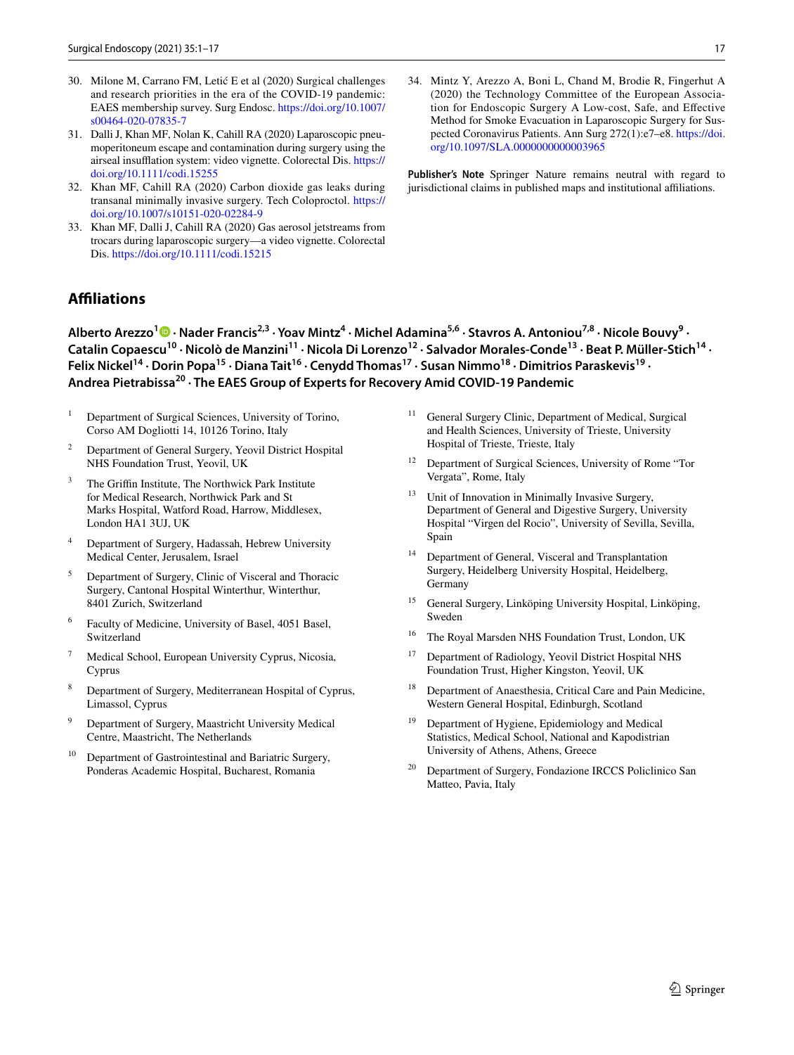30. Milone M, Carrano FM, Letić E et al (2020) Surgical challenges and research priorities in the era of the COVID-19 pandemic: EAES membership survey. Surg Endosc. https://doi.org/10.1007/s00464-020-07835-7
31. Dalli J, Khan MF, Nolan K, Cahill RA (2020) Laparoscopic pneumoperitoneum escape and contamination during surgery using the airseal insufflation system: video vignette. Colorectal Dis. https://doi.org/10.1111/codi.15255
32. Khan MF, Cahill RA (2020) Carbon dioxide gas leaks during transanal minimally invasive surgery. Tech Coloproctol. https://doi.org/10.1007/s10151-020-02284-9
33. Khan MF, Dalli J, Cahill RA (2020) Gas aerosol jetstreams from trocars during laparoscopic surgery—a video vignette. Colorectal Dis. https://doi.org/10.1111/codi.15215
34. Mintz Y, Arezzo A, Boni L, Chand M, Brodie R, Fingerhut A (2020) the Technology Committee of the European Association for Endoscopic Surgery A Low-cost, Safe, and Effective Method for Smoke Evacuation in Laparoscopic Surgery for Suspected Coronavirus Patients. Ann Surg 272(1):e7–e8. https://doi.org/10.1097/SLA.0000000000003965

**Publisher's Note** Springer Nature remains neutral with regard to jurisdictional claims in published maps and institutional affiliations.

## Affiliations

**Alberto Arezzo[1] · Nader Francis[2,3] · Yoav Mintz[4] · Michel Adamina[5,6] · Stavros A. Antoniou[7,8] · Nicole Bouvy[9] · Catalin Copaescu[10] · Nicolò de Manzini[11] · Nicola Di Lorenzo[12] · Salvador Morales-Conde[13] · Beat P. Müller-Stich[14] · Felix Nickel[14] · Dorin Popa[15] · Diana Tait[16] · Cenydd Thomas[17] · Susan Nimmo[18] · Dimitrios Paraskevis[19] · Andrea Pietrabissa[20] · The EAES Group of Experts for Recovery Amid COVID-19 Pandemic**

1. Department of Surgical Sciences, University of Torino, Corso AM Dogliotti 14, 10126 Torino, Italy
2. Department of General Surgery, Yeovil District Hospital NHS Foundation Trust, Yeovil, UK
3. The Griffin Institute, The Northwick Park Institute for Medical Research, Northwick Park and St Marks Hospital, Watford Road, Harrow, Middlesex, London HA1 3UJ, UK
4. Department of Surgery, Hadassah, Hebrew University Medical Center, Jerusalem, Israel
5. Department of Surgery, Clinic of Visceral and Thoracic Surgery, Cantonal Hospital Winterthur, Winterthur, 8401 Zurich, Switzerland
6. Faculty of Medicine, University of Basel, 4051 Basel, Switzerland
7. Medical School, European University Cyprus, Nicosia, Cyprus
8. Department of Surgery, Mediterranean Hospital of Cyprus, Limassol, Cyprus
9. Department of Surgery, Maastricht University Medical Centre, Maastricht, The Netherlands
10. Department of Gastrointestinal and Bariatric Surgery, Ponderas Academic Hospital, Bucharest, Romania
11. General Surgery Clinic, Department of Medical, Surgical and Health Sciences, University of Trieste, University Hospital of Trieste, Trieste, Italy
12. Department of Surgical Sciences, University of Rome "Tor Vergata", Rome, Italy
13. Unit of Innovation in Minimally Invasive Surgery, Department of General and Digestive Surgery, University Hospital "Virgen del Rocio", University of Sevilla, Sevilla, Spain
14. Department of General, Visceral and Transplantation Surgery, Heidelberg University Hospital, Heidelberg, Germany
15. General Surgery, Linköping University Hospital, Linköping, Sweden
16. The Royal Marsden NHS Foundation Trust, London, UK
17. Department of Radiology, Yeovil District Hospital NHS Foundation Trust, Higher Kingston, Yeovil, UK
18. Department of Anaesthesia, Critical Care and Pain Medicine, Western General Hospital, Edinburgh, Scotland
19. Department of Hygiene, Epidemiology and Medical Statistics, Medical School, National and Kapodistrian University of Athens, Athens, Greece
20. Department of Surgery, Fondazione IRCCS Policlinico San Matteo, Pavia, Italy